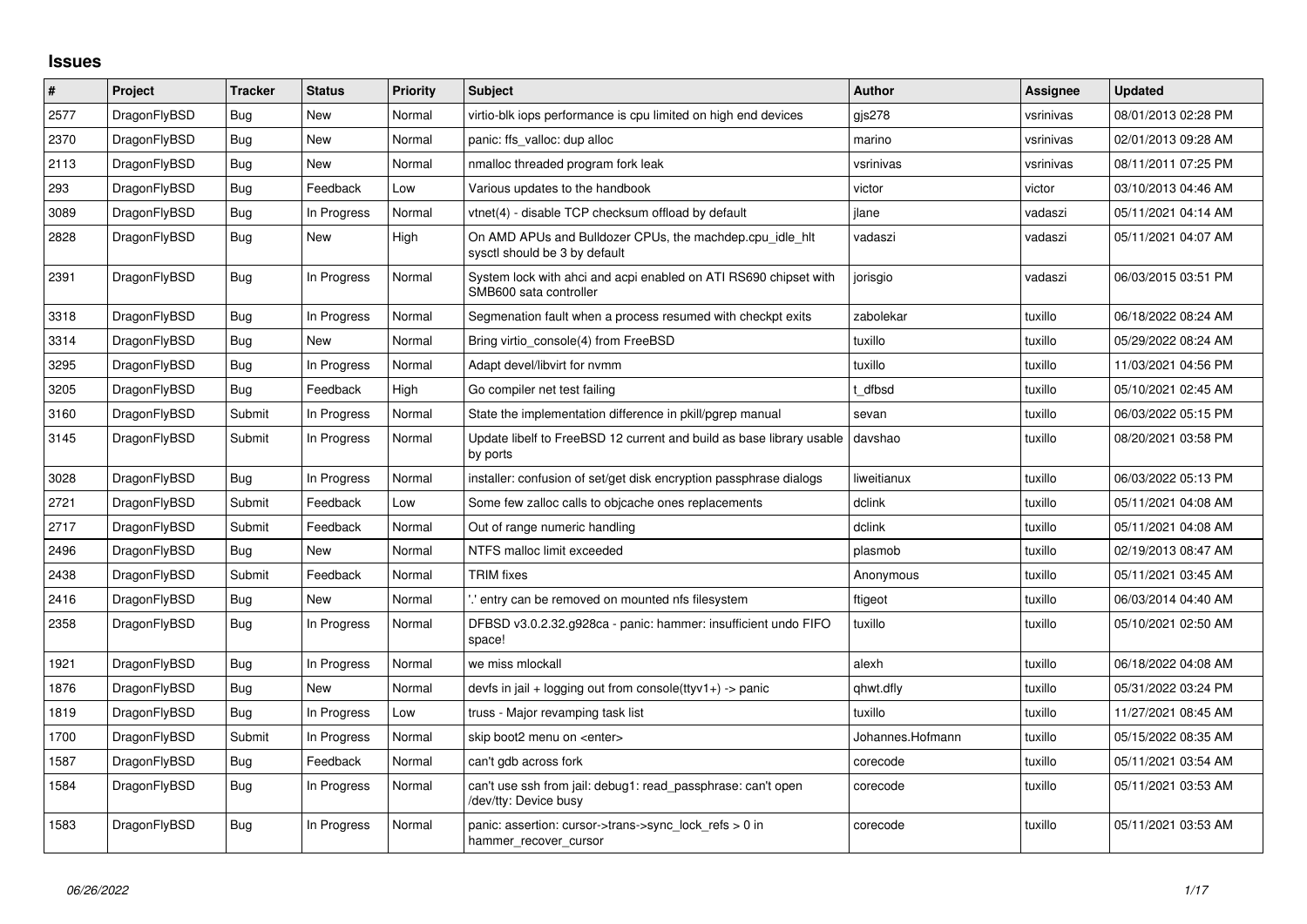# Issues

| # | Project | Tracker | Status | Priority | Subject | Author | Assignee | Updated |
|---|---|---|---|---|---|---|---|---|
| 2577 | DragonFlyBSD | Bug | New | Normal | virtio-blk iops performance is cpu limited on high end devices | gjs278 | vsrinivas | 08/01/2013 02:28 PM |
| 2370 | DragonFlyBSD | Bug | New | Normal | panic: ffs_valloc: dup alloc | marino | vsrinivas | 02/01/2013 09:28 AM |
| 2113 | DragonFlyBSD | Bug | New | Normal | nmalloc threaded program fork leak | vsrinivas | vsrinivas | 08/11/2011 07:25 PM |
| 293 | DragonFlyBSD | Bug | Feedback | Low | Various updates to the handbook | victor | victor | 03/10/2013 04:46 AM |
| 3089 | DragonFlyBSD | Bug | In Progress | Normal | vtnet(4) - disable TCP checksum offload by default | jlane | vadaszi | 05/11/2021 04:14 AM |
| 2828 | DragonFlyBSD | Bug | New | High | On AMD APUs and Bulldozer CPUs, the machdep.cpu_idle_hlt sysctl should be 3 by default | vadaszi | vadaszi | 05/11/2021 04:07 AM |
| 2391 | DragonFlyBSD | Bug | In Progress | Normal | System lock with ahci and acpi enabled on ATI RS690 chipset with SMB600 sata controller | jorisgio | vadaszi | 06/03/2015 03:51 PM |
| 3318 | DragonFlyBSD | Bug | In Progress | Normal | Segmenation fault when a process resumed with checkpt exits | zabolekar | tuxillo | 06/18/2022 08:24 AM |
| 3314 | DragonFlyBSD | Bug | New | Normal | Bring virtio_console(4) from FreeBSD | tuxillo | tuxillo | 05/29/2022 08:24 AM |
| 3295 | DragonFlyBSD | Bug | In Progress | Normal | Adapt devel/libvirt for nvmm | tuxillo | tuxillo | 11/03/2021 04:56 PM |
| 3205 | DragonFlyBSD | Bug | Feedback | High | Go compiler net test failing | t_dfbsd | tuxillo | 05/10/2021 02:45 AM |
| 3160 | DragonFlyBSD | Submit | In Progress | Normal | State the implementation difference in pkill/pgrep manual | sevan | tuxillo | 06/03/2022 05:15 PM |
| 3145 | DragonFlyBSD | Submit | In Progress | Normal | Update libelf to FreeBSD 12 current and build as base library usable by ports | davshao | tuxillo | 08/20/2021 03:58 PM |
| 3028 | DragonFlyBSD | Bug | In Progress | Normal | installer: confusion of set/get disk encryption passphrase dialogs | liweitianux | tuxillo | 06/03/2022 05:13 PM |
| 2721 | DragonFlyBSD | Submit | Feedback | Low | Some few zalloc calls to objcache ones replacements | dclink | tuxillo | 05/11/2021 04:08 AM |
| 2717 | DragonFlyBSD | Submit | Feedback | Normal | Out of range numeric handling | dclink | tuxillo | 05/11/2021 04:08 AM |
| 2496 | DragonFlyBSD | Bug | New | Normal | NTFS malloc limit exceeded | plasmob | tuxillo | 02/19/2013 08:47 AM |
| 2438 | DragonFlyBSD | Submit | Feedback | Normal | TRIM fixes | Anonymous | tuxillo | 05/11/2021 03:45 AM |
| 2416 | DragonFlyBSD | Bug | New | Normal | '.' entry can be removed on mounted nfs filesystem | ftigeot | tuxillo | 06/03/2014 04:40 AM |
| 2358 | DragonFlyBSD | Bug | In Progress | Normal | DFBSD v3.0.2.32.g928ca - panic: hammer: insufficient undo FIFO space! | tuxillo | tuxillo | 05/10/2021 02:50 AM |
| 1921 | DragonFlyBSD | Bug | In Progress | Normal | we miss mlockall | alexh | tuxillo | 06/18/2022 04:08 AM |
| 1876 | DragonFlyBSD | Bug | New | Normal | devfs in jail + logging out from console(ttyv1+) -> panic | qhwt.dfly | tuxillo | 05/31/2022 03:24 PM |
| 1819 | DragonFlyBSD | Bug | In Progress | Low | truss - Major revamping task list | tuxillo | tuxillo | 11/27/2021 08:45 AM |
| 1700 | DragonFlyBSD | Submit | In Progress | Normal | skip boot2 menu on <enter> | Johannes.Hofmann | tuxillo | 05/15/2022 08:35 AM |
| 1587 | DragonFlyBSD | Bug | Feedback | Normal | can't gdb across fork | corecode | tuxillo | 05/11/2021 03:54 AM |
| 1584 | DragonFlyBSD | Bug | In Progress | Normal | can't use ssh from jail: debug1: read_passphrase: can't open /dev/tty: Device busy | corecode | tuxillo | 05/11/2021 03:53 AM |
| 1583 | DragonFlyBSD | Bug | In Progress | Normal | panic: assertion: cursor->trans->sync_lock_refs > 0 in hammer_recover_cursor | corecode | tuxillo | 05/11/2021 03:53 AM |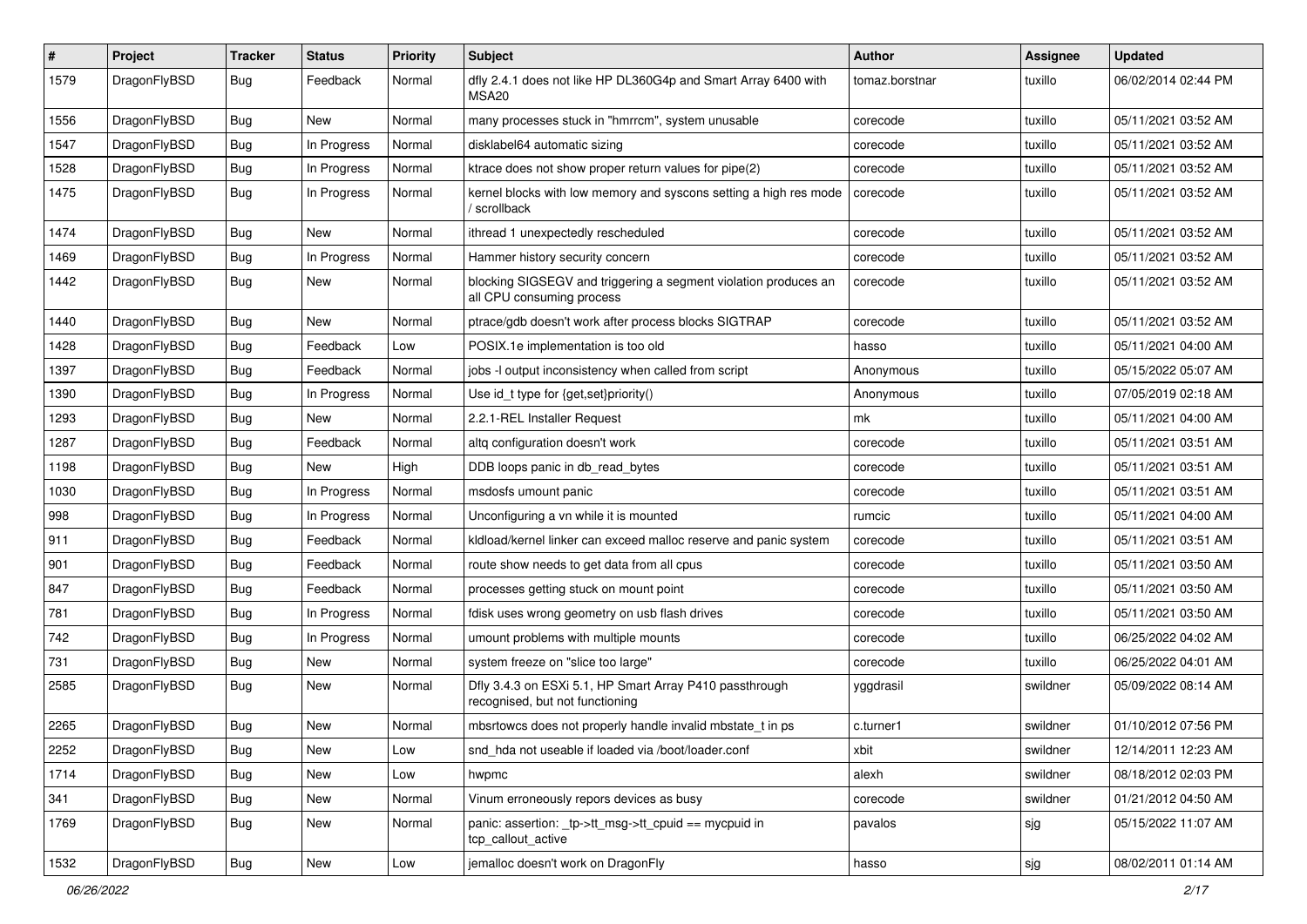| # | Project | Tracker | Status | Priority | Subject | Author | Assignee | Updated |
|---|---|---|---|---|---|---|---|---|
| 1579 | DragonFlyBSD | Bug | Feedback | Normal | dfly 2.4.1 does not like HP DL360G4p and Smart Array 6400 with MSA20 | tomaz.borstnar | tuxillo | 06/02/2014 02:44 PM |
| 1556 | DragonFlyBSD | Bug | New | Normal | many processes stuck in "hmrrcm", system unusable | corecode | tuxillo | 05/11/2021 03:52 AM |
| 1547 | DragonFlyBSD | Bug | In Progress | Normal | disklabel64 automatic sizing | corecode | tuxillo | 05/11/2021 03:52 AM |
| 1528 | DragonFlyBSD | Bug | In Progress | Normal | ktrace does not show proper return values for pipe(2) | corecode | tuxillo | 05/11/2021 03:52 AM |
| 1475 | DragonFlyBSD | Bug | In Progress | Normal | kernel blocks with low memory and syscons setting a high res mode / scrollback | corecode | tuxillo | 05/11/2021 03:52 AM |
| 1474 | DragonFlyBSD | Bug | New | Normal | ithread 1 unexpectedly rescheduled | corecode | tuxillo | 05/11/2021 03:52 AM |
| 1469 | DragonFlyBSD | Bug | In Progress | Normal | Hammer history security concern | corecode | tuxillo | 05/11/2021 03:52 AM |
| 1442 | DragonFlyBSD | Bug | New | Normal | blocking SIGSEGV and triggering a segment violation produces an all CPU consuming process | corecode | tuxillo | 05/11/2021 03:52 AM |
| 1440 | DragonFlyBSD | Bug | New | Normal | ptrace/gdb doesn't work after process blocks SIGTRAP | corecode | tuxillo | 05/11/2021 03:52 AM |
| 1428 | DragonFlyBSD | Bug | Feedback | Low | POSIX.1e implementation is too old | hasso | tuxillo | 05/11/2021 04:00 AM |
| 1397 | DragonFlyBSD | Bug | Feedback | Normal | jobs -l output inconsistency when called from script | Anonymous | tuxillo | 05/15/2022 05:07 AM |
| 1390 | DragonFlyBSD | Bug | In Progress | Normal | Use id_t type for {get,set}priority() | Anonymous | tuxillo | 07/05/2019 02:18 AM |
| 1293 | DragonFlyBSD | Bug | New | Normal | 2.2.1-REL Installer Request | mk | tuxillo | 05/11/2021 04:00 AM |
| 1287 | DragonFlyBSD | Bug | Feedback | Normal | altq configuration doesn't work | corecode | tuxillo | 05/11/2021 03:51 AM |
| 1198 | DragonFlyBSD | Bug | New | High | DDB loops panic in db_read_bytes | corecode | tuxillo | 05/11/2021 03:51 AM |
| 1030 | DragonFlyBSD | Bug | In Progress | Normal | msdosfs umount panic | corecode | tuxillo | 05/11/2021 03:51 AM |
| 998 | DragonFlyBSD | Bug | In Progress | Normal | Unconfiguring a vn while it is mounted | rumcic | tuxillo | 05/11/2021 04:00 AM |
| 911 | DragonFlyBSD | Bug | Feedback | Normal | kldload/kernel linker can exceed malloc reserve and panic system | corecode | tuxillo | 05/11/2021 03:51 AM |
| 901 | DragonFlyBSD | Bug | Feedback | Normal | route show needs to get data from all cpus | corecode | tuxillo | 05/11/2021 03:50 AM |
| 847 | DragonFlyBSD | Bug | Feedback | Normal | processes getting stuck on mount point | corecode | tuxillo | 05/11/2021 03:50 AM |
| 781 | DragonFlyBSD | Bug | In Progress | Normal | fdisk uses wrong geometry on usb flash drives | corecode | tuxillo | 05/11/2021 03:50 AM |
| 742 | DragonFlyBSD | Bug | In Progress | Normal | umount problems with multiple mounts | corecode | tuxillo | 06/25/2022 04:02 AM |
| 731 | DragonFlyBSD | Bug | New | Normal | system freeze on "slice too large" | corecode | tuxillo | 06/25/2022 04:01 AM |
| 2585 | DragonFlyBSD | Bug | New | Normal | Dfly 3.4.3 on ESXi 5.1, HP Smart Array P410 passthrough recognised, but not functioning | yggdrasil | swildner | 05/09/2022 08:14 AM |
| 2265 | DragonFlyBSD | Bug | New | Normal | mbsrtowcs does not properly handle invalid mbstate_t in ps | c.turner1 | swildner | 01/10/2012 07:56 PM |
| 2252 | DragonFlyBSD | Bug | New | Low | snd_hda not useable if loaded via /boot/loader.conf | xbit | swildner | 12/14/2011 12:23 AM |
| 1714 | DragonFlyBSD | Bug | New | Low | hwpmc | alexh | swildner | 08/18/2012 02:03 PM |
| 341 | DragonFlyBSD | Bug | New | Normal | Vinum erroneously repors devices as busy | corecode | swildner | 01/21/2012 04:50 AM |
| 1769 | DragonFlyBSD | Bug | New | Normal | panic: assertion: _tp->tt_msg->tt_cpuid == mycpuid in tcp_callout_active | pavalos | sjg | 05/15/2022 11:07 AM |
| 1532 | DragonFlyBSD | Bug | New | Low | jemalloc doesn't work on DragonFly | hasso | sjg | 08/02/2011 01:14 AM |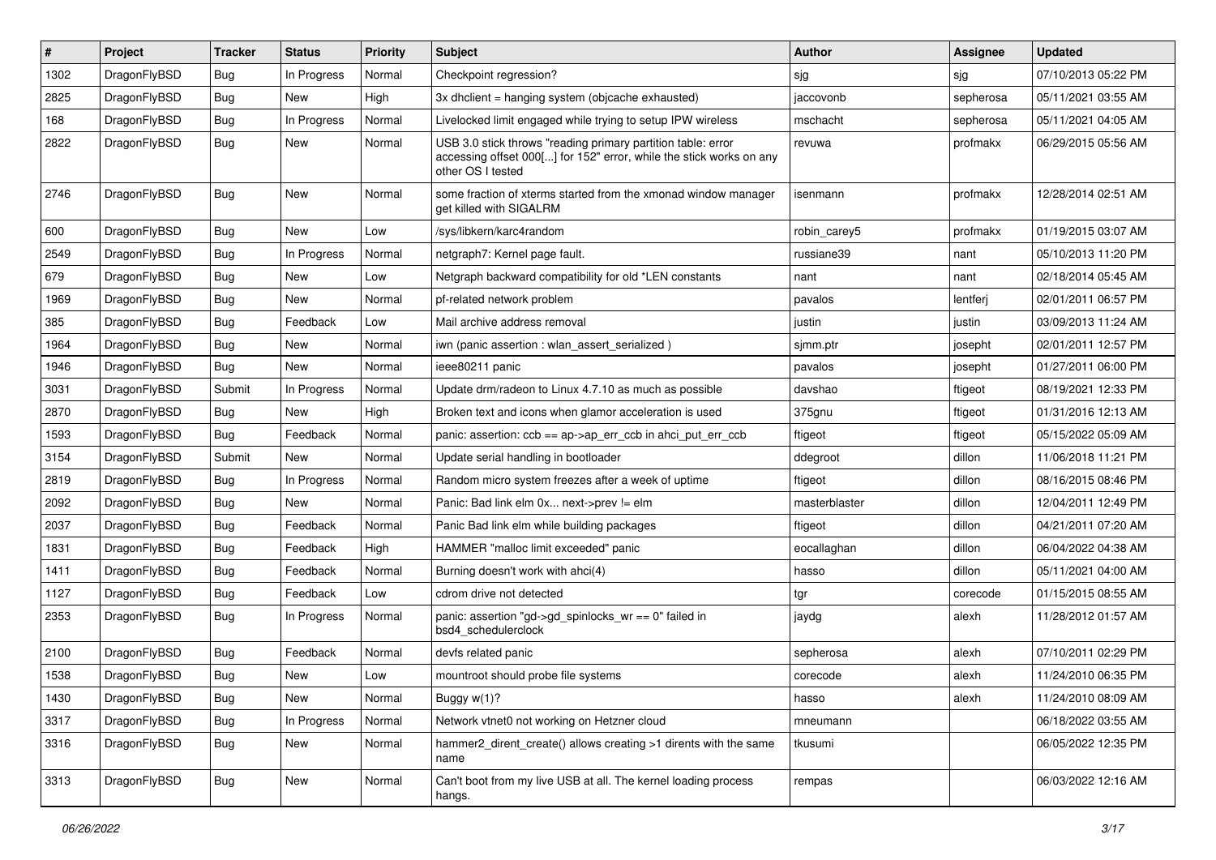| # | Project | Tracker | Status | Priority | Subject | Author | Assignee | Updated |
|---|---|---|---|---|---|---|---|---|
| 1302 | DragonFlyBSD | Bug | In Progress | Normal | Checkpoint regression? | sjg | sjg | 07/10/2013 05:22 PM |
| 2825 | DragonFlyBSD | Bug | New | High | 3x dhclient = hanging system (objcache exhausted) | jaccovonb | sepherosa | 05/11/2021 03:55 AM |
| 168 | DragonFlyBSD | Bug | In Progress | Normal | Livelocked limit engaged while trying to setup IPW wireless | mschacht | sepherosa | 05/11/2021 04:05 AM |
| 2822 | DragonFlyBSD | Bug | New | Normal | USB 3.0 stick throws "reading primary partition table: error accessing offset 000[...] for 152" error, while the stick works on any other OS I tested | revuwa | profmakx | 06/29/2015 05:56 AM |
| 2746 | DragonFlyBSD | Bug | New | Normal | some fraction of xterms started from the xmonad window manager get killed with SIGALRM | isenmann | profmakx | 12/28/2014 02:51 AM |
| 600 | DragonFlyBSD | Bug | New | Low | /sys/libkern/karc4random | robin_carey5 | profmakx | 01/19/2015 03:07 AM |
| 2549 | DragonFlyBSD | Bug | In Progress | Normal | netgraph7: Kernel page fault. | russiane39 | nant | 05/10/2013 11:20 PM |
| 679 | DragonFlyBSD | Bug | New | Low | Netgraph backward compatibility for old *LEN constants | nant | nant | 02/18/2014 05:45 AM |
| 1969 | DragonFlyBSD | Bug | New | Normal | pf-related network problem | pavalos | lentferj | 02/01/2011 06:57 PM |
| 385 | DragonFlyBSD | Bug | Feedback | Low | Mail archive address removal | justin | justin | 03/09/2013 11:24 AM |
| 1964 | DragonFlyBSD | Bug | New | Normal | iwn (panic assertion : wlan_assert_serialized ) | sjmm.ptr | josepht | 02/01/2011 12:57 PM |
| 1946 | DragonFlyBSD | Bug | New | Normal | ieee80211 panic | pavalos | josepht | 01/27/2011 06:00 PM |
| 3031 | DragonFlyBSD | Submit | In Progress | Normal | Update drm/radeon to Linux 4.7.10 as much as possible | davshao | ftigeot | 08/19/2021 12:33 PM |
| 2870 | DragonFlyBSD | Bug | New | High | Broken text and icons when glamor acceleration is used | 375gnu | ftigeot | 01/31/2016 12:13 AM |
| 1593 | DragonFlyBSD | Bug | Feedback | Normal | panic: assertion: ccb == ap->ap_err_ccb in ahci_put_err_ccb | ftigeot | ftigeot | 05/15/2022 05:09 AM |
| 3154 | DragonFlyBSD | Submit | New | Normal | Update serial handling in bootloader | ddegroot | dillon | 11/06/2018 11:21 PM |
| 2819 | DragonFlyBSD | Bug | In Progress | Normal | Random micro system freezes after a week of uptime | ftigeot | dillon | 08/16/2015 08:46 PM |
| 2092 | DragonFlyBSD | Bug | New | Normal | Panic: Bad link elm 0x... next->prev != elm | masterblaster | dillon | 12/04/2011 12:49 PM |
| 2037 | DragonFlyBSD | Bug | Feedback | Normal | Panic Bad link elm while building packages | ftigeot | dillon | 04/21/2011 07:20 AM |
| 1831 | DragonFlyBSD | Bug | Feedback | High | HAMMER "malloc limit exceeded" panic | eocallaghan | dillon | 06/04/2022 04:38 AM |
| 1411 | DragonFlyBSD | Bug | Feedback | Normal | Burning doesn't work with ahci(4) | hasso | dillon | 05/11/2021 04:00 AM |
| 1127 | DragonFlyBSD | Bug | Feedback | Low | cdrom drive not detected | tgr | corecode | 01/15/2015 08:55 AM |
| 2353 | DragonFlyBSD | Bug | In Progress | Normal | panic: assertion "gd->gd_spinlocks_wr == 0" failed in bsd4_schedulerclock | jaydg | alexh | 11/28/2012 01:57 AM |
| 2100 | DragonFlyBSD | Bug | Feedback | Normal | devfs related panic | sepherosa | alexh | 07/10/2011 02:29 PM |
| 1538 | DragonFlyBSD | Bug | New | Low | mountroot should probe file systems | corecode | alexh | 11/24/2010 06:35 PM |
| 1430 | DragonFlyBSD | Bug | New | Normal | Buggy w(1)? | hasso | alexh | 11/24/2010 08:09 AM |
| 3317 | DragonFlyBSD | Bug | In Progress | Normal | Network vtnet0 not working on Hetzner cloud | mneumann | | 06/18/2022 03:55 AM |
| 3316 | DragonFlyBSD | Bug | New | Normal | hammer2_dirent_create() allows creating >1 dirents with the same name | tkusumi | | 06/05/2022 12:35 PM |
| 3313 | DragonFlyBSD | Bug | New | Normal | Can't boot from my live USB at all. The kernel loading process hangs. | rempas | | 06/03/2022 12:16 AM |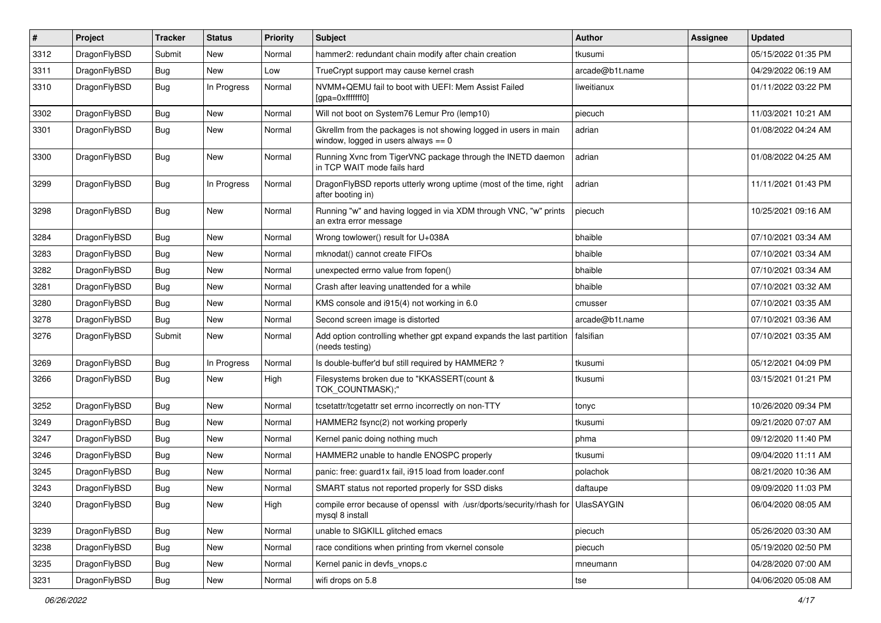| # | Project | Tracker | Status | Priority | Subject | Author | Assignee | Updated |
|---|---|---|---|---|---|---|---|---|
| 3312 | DragonFlyBSD | Submit | New | Normal | hammer2: redundant chain modify after chain creation | tkusumi | | 05/15/2022 01:35 PM |
| 3311 | DragonFlyBSD | Bug | New | Low | TrueCrypt support may cause kernel crash | arcade@b1t.name | | 04/29/2022 06:19 AM |
| 3310 | DragonFlyBSD | Bug | In Progress | Normal | NVMM+QEMU fail to boot with UEFI: Mem Assist Failed [gpa=0xfffffff0] | liweitianux | | 01/11/2022 03:22 PM |
| 3302 | DragonFlyBSD | Bug | New | Normal | Will not boot on System76 Lemur Pro (lemp10) | piecuch | | 11/03/2021 10:21 AM |
| 3301 | DragonFlyBSD | Bug | New | Normal | Gkrellm from the packages is not showing logged in users in main window, logged in users always == 0 | adrian | | 01/08/2022 04:24 AM |
| 3300 | DragonFlyBSD | Bug | New | Normal | Running Xvnc from TigerVNC package through the INETD daemon in TCP WAIT mode fails hard | adrian | | 01/08/2022 04:25 AM |
| 3299 | DragonFlyBSD | Bug | In Progress | Normal | DragonFlyBSD reports utterly wrong uptime (most of the time, right after booting in) | adrian | | 11/11/2021 01:43 PM |
| 3298 | DragonFlyBSD | Bug | New | Normal | Running "w" and having logged in via XDM through VNC, "w" prints an extra error message | piecuch | | 10/25/2021 09:16 AM |
| 3284 | DragonFlyBSD | Bug | New | Normal | Wrong towlower() result for U+038A | bhaible | | 07/10/2021 03:34 AM |
| 3283 | DragonFlyBSD | Bug | New | Normal | mknodat() cannot create FIFOs | bhaible | | 07/10/2021 03:34 AM |
| 3282 | DragonFlyBSD | Bug | New | Normal | unexpected errno value from fopen() | bhaible | | 07/10/2021 03:34 AM |
| 3281 | DragonFlyBSD | Bug | New | Normal | Crash after leaving unattended for a while | bhaible | | 07/10/2021 03:32 AM |
| 3280 | DragonFlyBSD | Bug | New | Normal | KMS console and i915(4) not working in 6.0 | cmusser | | 07/10/2021 03:35 AM |
| 3278 | DragonFlyBSD | Bug | New | Normal | Second screen image is distorted | arcade@b1t.name | | 07/10/2021 03:36 AM |
| 3276 | DragonFlyBSD | Submit | New | Normal | Add option controlling whether gpt expand expands the last partition (needs testing) | falsifian | | 07/10/2021 03:35 AM |
| 3269 | DragonFlyBSD | Bug | In Progress | Normal | Is double-buffer'd buf still required by HAMMER2 ? | tkusumi | | 05/12/2021 04:09 PM |
| 3266 | DragonFlyBSD | Bug | New | High | Filesystems broken due to "KKASSERT(count & TOK_COUNTMASK);" | tkusumi | | 03/15/2021 01:21 PM |
| 3252 | DragonFlyBSD | Bug | New | Normal | tcsetattr/tcgetattr set errno incorrectly on non-TTY | tonyc | | 10/26/2020 09:34 PM |
| 3249 | DragonFlyBSD | Bug | New | Normal | HAMMER2 fsync(2) not working properly | tkusumi | | 09/21/2020 07:07 AM |
| 3247 | DragonFlyBSD | Bug | New | Normal | Kernel panic doing nothing much | phma | | 09/12/2020 11:40 PM |
| 3246 | DragonFlyBSD | Bug | New | Normal | HAMMER2 unable to handle ENOSPC properly | tkusumi | | 09/04/2020 11:11 AM |
| 3245 | DragonFlyBSD | Bug | New | Normal | panic: free: guard1x fail, i915 load from loader.conf | polachok | | 08/21/2020 10:36 AM |
| 3243 | DragonFlyBSD | Bug | New | Normal | SMART status not reported properly for SSD disks | daftaupe | | 09/09/2020 11:03 PM |
| 3240 | DragonFlyBSD | Bug | New | High | compile error because of openssl with /usr/dports/security/rhash for mysql 8 install | UlasSAYGIN | | 06/04/2020 08:05 AM |
| 3239 | DragonFlyBSD | Bug | New | Normal | unable to SIGKILL glitched emacs | piecuch | | 05/26/2020 03:30 AM |
| 3238 | DragonFlyBSD | Bug | New | Normal | race conditions when printing from vkernel console | piecuch | | 05/19/2020 02:50 PM |
| 3235 | DragonFlyBSD | Bug | New | Normal | Kernel panic in devfs_vnops.c | mneumann | | 04/28/2020 07:00 AM |
| 3231 | DragonFlyBSD | Bug | New | Normal | wifi drops on 5.8 | tse | | 04/06/2020 05:08 AM |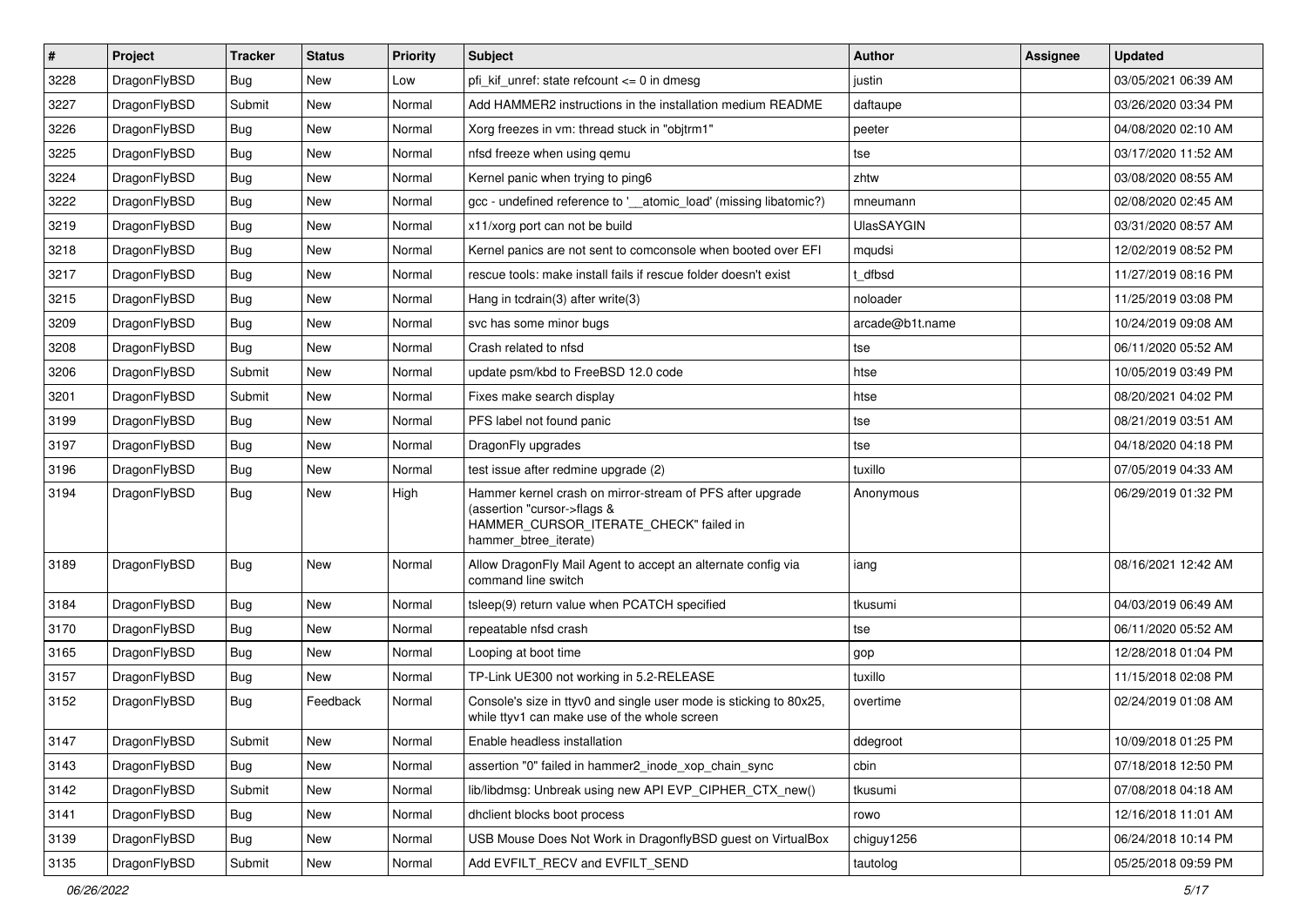| # | Project | Tracker | Status | Priority | Subject | Author | Assignee | Updated |
|---|---|---|---|---|---|---|---|---|
| 3228 | DragonFlyBSD | Bug | New | Low | pfi_kif_unref: state refcount <= 0 in dmesg | justin | | 03/05/2021 06:39 AM |
| 3227 | DragonFlyBSD | Submit | New | Normal | Add HAMMER2 instructions in the installation medium README | daftaupe | | 03/26/2020 03:34 PM |
| 3226 | DragonFlyBSD | Bug | New | Normal | Xorg freezes in vm: thread stuck in "objtrm1" | peeter | | 04/08/2020 02:10 AM |
| 3225 | DragonFlyBSD | Bug | New | Normal | nfsd freeze when using qemu | tse | | 03/17/2020 11:52 AM |
| 3224 | DragonFlyBSD | Bug | New | Normal | Kernel panic when trying to ping6 | zhtw | | 03/08/2020 08:55 AM |
| 3222 | DragonFlyBSD | Bug | New | Normal | gcc - undefined reference to '__atomic_load' (missing libatomic?) | mneumann | | 02/08/2020 02:45 AM |
| 3219 | DragonFlyBSD | Bug | New | Normal | x11/xorg port can not be build | UlasSAYGIN | | 03/31/2020 08:57 AM |
| 3218 | DragonFlyBSD | Bug | New | Normal | Kernel panics are not sent to comconsole when booted over EFI | mqudsi | | 12/02/2019 08:52 PM |
| 3217 | DragonFlyBSD | Bug | New | Normal | rescue tools: make install fails if rescue folder doesn't exist | t_dfbsd | | 11/27/2019 08:16 PM |
| 3215 | DragonFlyBSD | Bug | New | Normal | Hang in tcdrain(3) after write(3) | noloader | | 11/25/2019 03:08 PM |
| 3209 | DragonFlyBSD | Bug | New | Normal | svc has some minor bugs | arcade@b1t.name | | 10/24/2019 09:08 AM |
| 3208 | DragonFlyBSD | Bug | New | Normal | Crash related to nfsd | tse | | 06/11/2020 05:52 AM |
| 3206 | DragonFlyBSD | Submit | New | Normal | update psm/kbd to FreeBSD 12.0 code | htse | | 10/05/2019 03:49 PM |
| 3201 | DragonFlyBSD | Submit | New | Normal | Fixes make search display | htse | | 08/20/2021 04:02 PM |
| 3199 | DragonFlyBSD | Bug | New | Normal | PFS label not found panic | tse | | 08/21/2019 03:51 AM |
| 3197 | DragonFlyBSD | Bug | New | Normal | DragonFly upgrades | tse | | 04/18/2020 04:18 PM |
| 3196 | DragonFlyBSD | Bug | New | Normal | test issue after redmine upgrade (2) | tuxillo | | 07/05/2019 04:33 AM |
| 3194 | DragonFlyBSD | Bug | New | High | Hammer kernel crash on mirror-stream of PFS after upgrade (assertion "cursor->flags & HAMMER_CURSOR_ITERATE_CHECK" failed in hammer_btree_iterate) | Anonymous | | 06/29/2019 01:32 PM |
| 3189 | DragonFlyBSD | Bug | New | Normal | Allow DragonFly Mail Agent to accept an alternate config via command line switch | iang | | 08/16/2021 12:42 AM |
| 3184 | DragonFlyBSD | Bug | New | Normal | tsleep(9) return value when PCATCH specified | tkusumi | | 04/03/2019 06:49 AM |
| 3170 | DragonFlyBSD | Bug | New | Normal | repeatable nfsd crash | tse | | 06/11/2020 05:52 AM |
| 3165 | DragonFlyBSD | Bug | New | Normal | Looping at boot time | gop | | 12/28/2018 01:04 PM |
| 3157 | DragonFlyBSD | Bug | New | Normal | TP-Link UE300 not working in 5.2-RELEASE | tuxillo | | 11/15/2018 02:08 PM |
| 3152 | DragonFlyBSD | Bug | Feedback | Normal | Console's size in ttyv0 and single user mode is sticking to 80x25, while ttyv1 can make use of the whole screen | overtime | | 02/24/2019 01:08 AM |
| 3147 | DragonFlyBSD | Submit | New | Normal | Enable headless installation | ddegroot | | 10/09/2018 01:25 PM |
| 3143 | DragonFlyBSD | Bug | New | Normal | assertion "0" failed in hammer2_inode_xop_chain_sync | cbin | | 07/18/2018 12:50 PM |
| 3142 | DragonFlyBSD | Submit | New | Normal | lib/libdmsg: Unbreak using new API EVP_CIPHER_CTX_new() | tkusumi | | 07/08/2018 04:18 AM |
| 3141 | DragonFlyBSD | Bug | New | Normal | dhclient blocks boot process | rowo | | 12/16/2018 11:01 AM |
| 3139 | DragonFlyBSD | Bug | New | Normal | USB Mouse Does Not Work in DragonflyBSD guest on VirtualBox | chiguy1256 | | 06/24/2018 10:14 PM |
| 3135 | DragonFlyBSD | Submit | New | Normal | Add EVFILT_RECV and EVFILT_SEND | tautolog | | 05/25/2018 09:59 PM |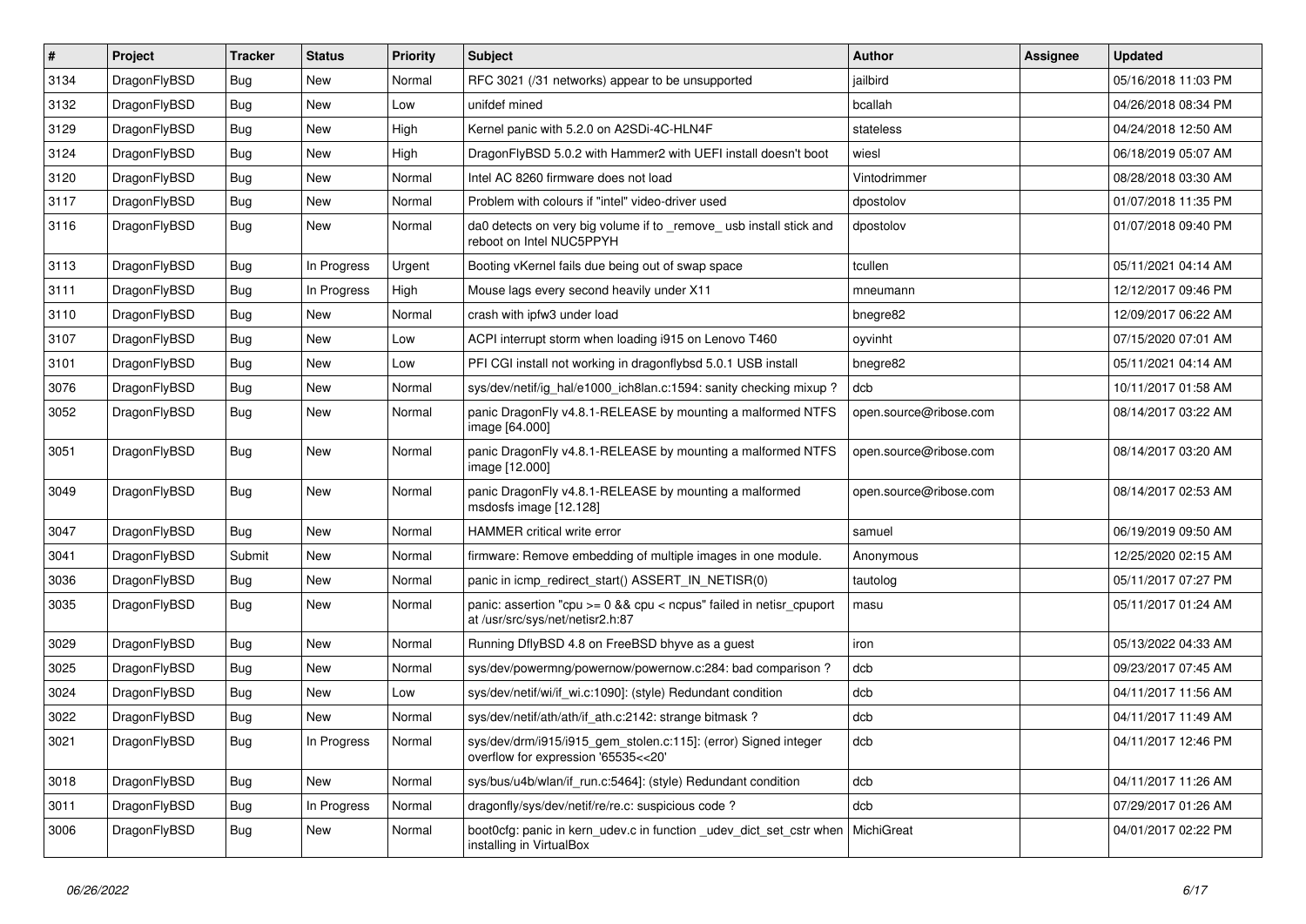| # | Project | Tracker | Status | Priority | Subject | Author | Assignee | Updated |
|---|---|---|---|---|---|---|---|---|
| 3134 | DragonFlyBSD | Bug | New | Normal | RFC 3021 (/31 networks) appear to be unsupported | jailbird | | 05/16/2018 11:03 PM |
| 3132 | DragonFlyBSD | Bug | New | Low | unifdef mined | bcallah | | 04/26/2018 08:34 PM |
| 3129 | DragonFlyBSD | Bug | New | High | Kernel panic with 5.2.0 on A2SDi-4C-HLN4F | stateless | | 04/24/2018 12:50 AM |
| 3124 | DragonFlyBSD | Bug | New | High | DragonFlyBSD 5.0.2 with Hammer2 with UEFI install doesn't boot | wiesl | | 06/18/2019 05:07 AM |
| 3120 | DragonFlyBSD | Bug | New | Normal | Intel AC 8260 firmware does not load | Vintodrimmer | | 08/28/2018 03:30 AM |
| 3117 | DragonFlyBSD | Bug | New | Normal | Problem with colours if "intel" video-driver used | dpostolov | | 01/07/2018 11:35 PM |
| 3116 | DragonFlyBSD | Bug | New | Normal | da0 detects on very big volume if to _remove_ usb install stick and reboot on Intel NUC5PPYH | dpostolov | | 01/07/2018 09:40 PM |
| 3113 | DragonFlyBSD | Bug | In Progress | Urgent | Booting vKernel fails due being out of swap space | tcullen | | 05/11/2021 04:14 AM |
| 3111 | DragonFlyBSD | Bug | In Progress | High | Mouse lags every second heavily under X11 | mneumann | | 12/12/2017 09:46 PM |
| 3110 | DragonFlyBSD | Bug | New | Normal | crash with ipfw3 under load | bnegre82 | | 12/09/2017 06:22 AM |
| 3107 | DragonFlyBSD | Bug | New | Low | ACPI interrupt storm when loading i915 on Lenovo T460 | oyvinht | | 07/15/2020 07:01 AM |
| 3101 | DragonFlyBSD | Bug | New | Low | PFI CGI install not working in dragonflybsd 5.0.1 USB install | bnegre82 | | 05/11/2021 04:14 AM |
| 3076 | DragonFlyBSD | Bug | New | Normal | sys/dev/netif/ig_hal/e1000_ich8lan.c:1594: sanity checking mixup ? | dcb | | 10/11/2017 01:58 AM |
| 3052 | DragonFlyBSD | Bug | New | Normal | panic DragonFly v4.8.1-RELEASE by mounting a malformed NTFS image [64.000] | open.source@ribose.com | | 08/14/2017 03:22 AM |
| 3051 | DragonFlyBSD | Bug | New | Normal | panic DragonFly v4.8.1-RELEASE by mounting a malformed NTFS image [12.000] | open.source@ribose.com | | 08/14/2017 03:20 AM |
| 3049 | DragonFlyBSD | Bug | New | Normal | panic DragonFly v4.8.1-RELEASE by mounting a malformed msdosfs image [12.128] | open.source@ribose.com | | 08/14/2017 02:53 AM |
| 3047 | DragonFlyBSD | Bug | New | Normal | HAMMER critical write error | samuel | | 06/19/2019 09:50 AM |
| 3041 | DragonFlyBSD | Submit | New | Normal | firmware: Remove embedding of multiple images in one module. | Anonymous | | 12/25/2020 02:15 AM |
| 3036 | DragonFlyBSD | Bug | New | Normal | panic in icmp_redirect_start() ASSERT_IN_NETISR(0) | tautolog | | 05/11/2017 07:27 PM |
| 3035 | DragonFlyBSD | Bug | New | Normal | panic: assertion "cpu >= 0 && cpu < ncpus" failed in netisr_cpuport at /usr/src/sys/net/netisr2.h:87 | masu | | 05/11/2017 01:24 AM |
| 3029 | DragonFlyBSD | Bug | New | Normal | Running DflyBSD 4.8 on FreeBSD bhyve as a guest | iron | | 05/13/2022 04:33 AM |
| 3025 | DragonFlyBSD | Bug | New | Normal | sys/dev/powermng/powernow/powernow.c:284: bad comparison ? | dcb | | 09/23/2017 07:45 AM |
| 3024 | DragonFlyBSD | Bug | New | Low | sys/dev/netif/wi/if_wi.c:1090]: (style) Redundant condition | dcb | | 04/11/2017 11:56 AM |
| 3022 | DragonFlyBSD | Bug | New | Normal | sys/dev/netif/ath/ath/if_ath.c:2142: strange bitmask ? | dcb | | 04/11/2017 11:49 AM |
| 3021 | DragonFlyBSD | Bug | In Progress | Normal | sys/dev/drm/i915/i915_gem_stolen.c:115]: (error) Signed integer overflow for expression '65535<<20' | dcb | | 04/11/2017 12:46 PM |
| 3018 | DragonFlyBSD | Bug | New | Normal | sys/bus/u4b/wlan/if_run.c:5464]: (style) Redundant condition | dcb | | 04/11/2017 11:26 AM |
| 3011 | DragonFlyBSD | Bug | In Progress | Normal | dragonfly/sys/dev/netif/re/re.c: suspicious code ? | dcb | | 07/29/2017 01:26 AM |
| 3006 | DragonFlyBSD | Bug | New | Normal | boot0cfg: panic in kern_udev.c in function _udev_dict_set_cstr when installing in VirtualBox | MichiGreat | | 04/01/2017 02:22 PM |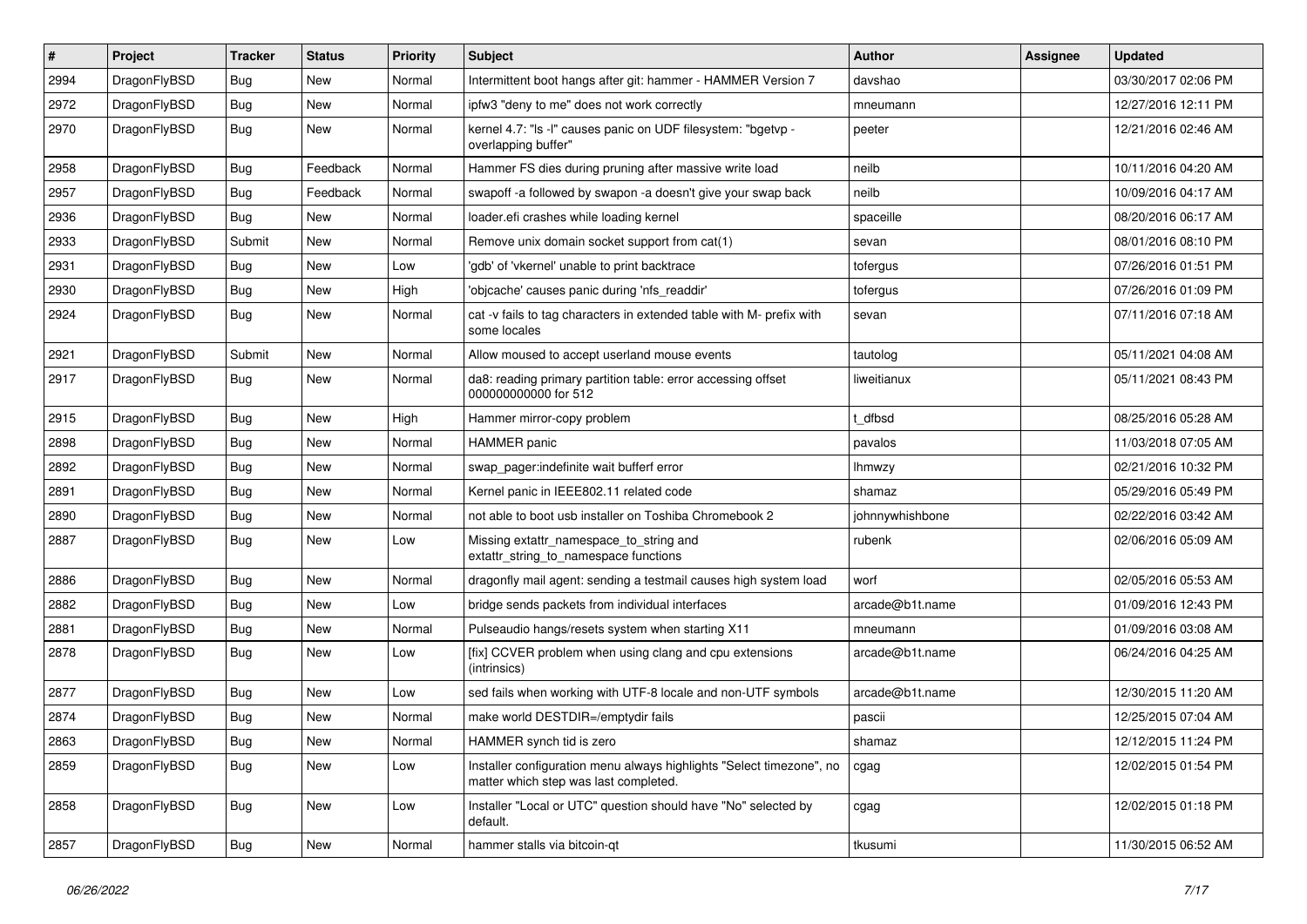| # | Project | Tracker | Status | Priority | Subject | Author | Assignee | Updated |
|---|---|---|---|---|---|---|---|---|
| 2994 | DragonFlyBSD | Bug | New | Normal | Intermittent boot hangs after git: hammer - HAMMER Version 7 | davshao | | 03/30/2017 02:06 PM |
| 2972 | DragonFlyBSD | Bug | New | Normal | ipfw3 "deny to me" does not work correctly | mneumann | | 12/27/2016 12:11 PM |
| 2970 | DragonFlyBSD | Bug | New | Normal | kernel 4.7: "ls -l" causes panic on UDF filesystem: "bgetvp - overlapping buffer" | peeter | | 12/21/2016 02:46 AM |
| 2958 | DragonFlyBSD | Bug | Feedback | Normal | Hammer FS dies during pruning after massive write load | neilb | | 10/11/2016 04:20 AM |
| 2957 | DragonFlyBSD | Bug | Feedback | Normal | swapoff -a followed by swapon -a doesn't give your swap back | neilb | | 10/09/2016 04:17 AM |
| 2936 | DragonFlyBSD | Bug | New | Normal | loader.efi crashes while loading kernel | spaceille | | 08/20/2016 06:17 AM |
| 2933 | DragonFlyBSD | Submit | New | Normal | Remove unix domain socket support from cat(1) | sevan | | 08/01/2016 08:10 PM |
| 2931 | DragonFlyBSD | Bug | New | Low | 'gdb' of 'vkernel' unable to print backtrace | tofergus | | 07/26/2016 01:51 PM |
| 2930 | DragonFlyBSD | Bug | New | High | 'objcache' causes panic during 'nfs_readdir' | tofergus | | 07/26/2016 01:09 PM |
| 2924 | DragonFlyBSD | Bug | New | Normal | cat -v fails to tag characters in extended table with M- prefix with some locales | sevan | | 07/11/2016 07:18 AM |
| 2921 | DragonFlyBSD | Submit | New | Normal | Allow moused to accept userland mouse events | tautolog | | 05/11/2021 04:08 AM |
| 2917 | DragonFlyBSD | Bug | New | Normal | da8: reading primary partition table: error accessing offset 000000000000 for 512 | liweitianux | | 05/11/2021 08:43 PM |
| 2915 | DragonFlyBSD | Bug | New | High | Hammer mirror-copy problem | t_dfbsd | | 08/25/2016 05:28 AM |
| 2898 | DragonFlyBSD | Bug | New | Normal | HAMMER panic | pavalos | | 11/03/2018 07:05 AM |
| 2892 | DragonFlyBSD | Bug | New | Normal | swap_pager:indefinite wait bufferf error | lhmwzy | | 02/21/2016 10:32 PM |
| 2891 | DragonFlyBSD | Bug | New | Normal | Kernel panic in IEEE802.11 related code | shamaz | | 05/29/2016 05:49 PM |
| 2890 | DragonFlyBSD | Bug | New | Normal | not able to boot usb installer on Toshiba Chromebook 2 | johnnywhishbone | | 02/22/2016 03:42 AM |
| 2887 | DragonFlyBSD | Bug | New | Low | Missing extattr_namespace_to_string and extattr_string_to_namespace functions | rubenk | | 02/06/2016 05:09 AM |
| 2886 | DragonFlyBSD | Bug | New | Normal | dragonfly mail agent: sending a testmail causes high system load | worf | | 02/05/2016 05:53 AM |
| 2882 | DragonFlyBSD | Bug | New | Low | bridge sends packets from individual interfaces | arcade@b1t.name | | 01/09/2016 12:43 PM |
| 2881 | DragonFlyBSD | Bug | New | Normal | Pulseaudio hangs/resets system when starting X11 | mneumann | | 01/09/2016 03:08 AM |
| 2878 | DragonFlyBSD | Bug | New | Low | [fix] CCVER problem when using clang and cpu extensions (intrinsics) | arcade@b1t.name | | 06/24/2016 04:25 AM |
| 2877 | DragonFlyBSD | Bug | New | Low | sed fails when working with UTF-8 locale and non-UTF symbols | arcade@b1t.name | | 12/30/2015 11:20 AM |
| 2874 | DragonFlyBSD | Bug | New | Normal | make world DESTDIR=/emptydir fails | pascii | | 12/25/2015 07:04 AM |
| 2863 | DragonFlyBSD | Bug | New | Normal | HAMMER synch tid is zero | shamaz | | 12/12/2015 11:24 PM |
| 2859 | DragonFlyBSD | Bug | New | Low | Installer configuration menu always highlights "Select timezone", no matter which step was last completed. | cgag | | 12/02/2015 01:54 PM |
| 2858 | DragonFlyBSD | Bug | New | Low | Installer "Local or UTC" question should have "No" selected by default. | cgag | | 12/02/2015 01:18 PM |
| 2857 | DragonFlyBSD | Bug | New | Normal | hammer stalls via bitcoin-qt | tkusumi | | 11/30/2015 06:52 AM |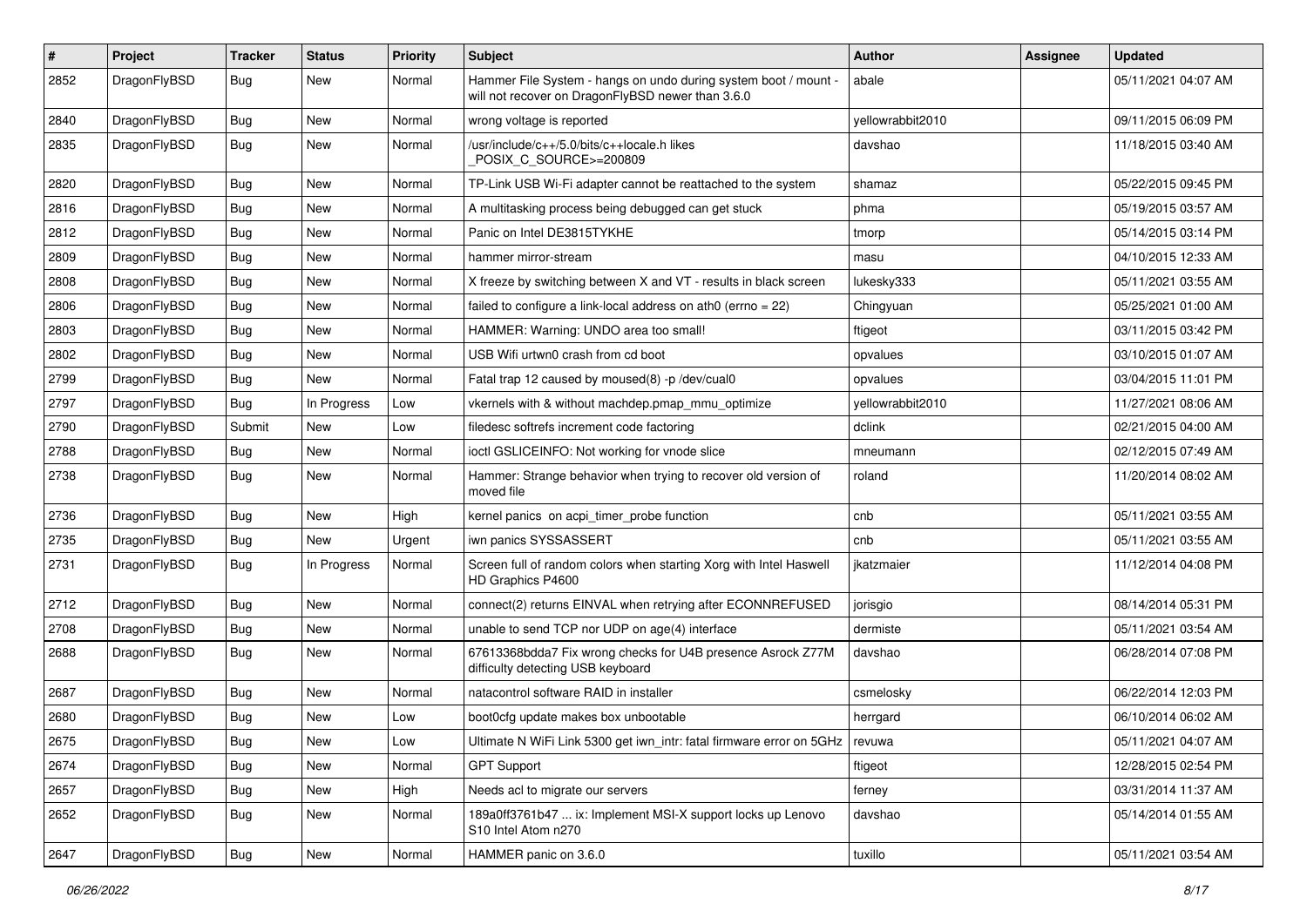| # | Project | Tracker | Status | Priority | Subject | Author | Assignee | Updated |
|---|---|---|---|---|---|---|---|---|
| 2852 | DragonFlyBSD | Bug | New | Normal | Hammer File System - hangs on undo during system boot / mount - will not recover on DragonFlyBSD newer than 3.6.0 | abale | | 05/11/2021 04:07 AM |
| 2840 | DragonFlyBSD | Bug | New | Normal | wrong voltage is reported | yellowrabbit2010 | | 09/11/2015 06:09 PM |
| 2835 | DragonFlyBSD | Bug | New | Normal | /usr/include/c++/5.0/bits/c++locale.h likes _POSIX_C_SOURCE>=200809 | davshao | | 11/18/2015 03:40 AM |
| 2820 | DragonFlyBSD | Bug | New | Normal | TP-Link USB Wi-Fi adapter cannot be reattached to the system | shamaz | | 05/22/2015 09:45 PM |
| 2816 | DragonFlyBSD | Bug | New | Normal | A multitasking process being debugged can get stuck | phma | | 05/19/2015 03:57 AM |
| 2812 | DragonFlyBSD | Bug | New | Normal | Panic on Intel DE3815TYKHE | tmorp | | 05/14/2015 03:14 PM |
| 2809 | DragonFlyBSD | Bug | New | Normal | hammer mirror-stream | masu | | 04/10/2015 12:33 AM |
| 2808 | DragonFlyBSD | Bug | New | Normal | X freeze by switching between X and VT - results in black screen | lukesky333 | | 05/11/2021 03:55 AM |
| 2806 | DragonFlyBSD | Bug | New | Normal | failed to configure a link-local address on ath0 (errno = 22) | Chingyuan | | 05/25/2021 01:00 AM |
| 2803 | DragonFlyBSD | Bug | New | Normal | HAMMER: Warning: UNDO area too small! | ftigeot | | 03/11/2015 03:42 PM |
| 2802 | DragonFlyBSD | Bug | New | Normal | USB Wifi urtwn0 crash from cd boot | opvalues | | 03/10/2015 01:07 AM |
| 2799 | DragonFlyBSD | Bug | New | Normal | Fatal trap 12 caused by moused(8) -p /dev/cual0 | opvalues | | 03/04/2015 11:01 PM |
| 2797 | DragonFlyBSD | Bug | In Progress | Low | vkernels with & without machdep.pmap_mmu_optimize | yellowrabbit2010 | | 11/27/2021 08:06 AM |
| 2790 | DragonFlyBSD | Submit | New | Low | filedesc softrefs increment code factoring | dclink | | 02/21/2015 04:00 AM |
| 2788 | DragonFlyBSD | Bug | New | Normal | ioctl GSLICEINFO: Not working for vnode slice | mneumann | | 02/12/2015 07:49 AM |
| 2738 | DragonFlyBSD | Bug | New | Normal | Hammer: Strange behavior when trying to recover old version of moved file | roland | | 11/20/2014 08:02 AM |
| 2736 | DragonFlyBSD | Bug | New | High | kernel panics on acpi_timer_probe function | cnb | | 05/11/2021 03:55 AM |
| 2735 | DragonFlyBSD | Bug | New | Urgent | iwn panics SYSSASSERT | cnb | | 05/11/2021 03:55 AM |
| 2731 | DragonFlyBSD | Bug | In Progress | Normal | Screen full of random colors when starting Xorg with Intel Haswell HD Graphics P4600 | jkatzmaier | | 11/12/2014 04:08 PM |
| 2712 | DragonFlyBSD | Bug | New | Normal | connect(2) returns EINVAL when retrying after ECONNREFUSED | jorisgio | | 08/14/2014 05:31 PM |
| 2708 | DragonFlyBSD | Bug | New | Normal | unable to send TCP nor UDP on age(4) interface | dermiste | | 05/11/2021 03:54 AM |
| 2688 | DragonFlyBSD | Bug | New | Normal | 67613368bdda7 Fix wrong checks for U4B presence Asrock Z77M difficulty detecting USB keyboard | davshao | | 06/28/2014 07:08 PM |
| 2687 | DragonFlyBSD | Bug | New | Normal | natacontrol software RAID in installer | csmelosky | | 06/22/2014 12:03 PM |
| 2680 | DragonFlyBSD | Bug | New | Low | boot0cfg update makes box unbootable | herrgard | | 06/10/2014 06:02 AM |
| 2675 | DragonFlyBSD | Bug | New | Low | Ultimate N WiFi Link 5300 get iwn_intr: fatal firmware error on 5GHz | revuwa | | 05/11/2021 04:07 AM |
| 2674 | DragonFlyBSD | Bug | New | Normal | GPT Support | ftigeot | | 12/28/2015 02:54 PM |
| 2657 | DragonFlyBSD | Bug | New | High | Needs acl to migrate our servers | ferney | | 03/31/2014 11:37 AM |
| 2652 | DragonFlyBSD | Bug | New | Normal | 189a0ff3761b47 ... ix: Implement MSI-X support locks up Lenovo S10 Intel Atom n270 | davshao | | 05/14/2014 01:55 AM |
| 2647 | DragonFlyBSD | Bug | New | Normal | HAMMER panic on 3.6.0 | tuxillo | | 05/11/2021 03:54 AM |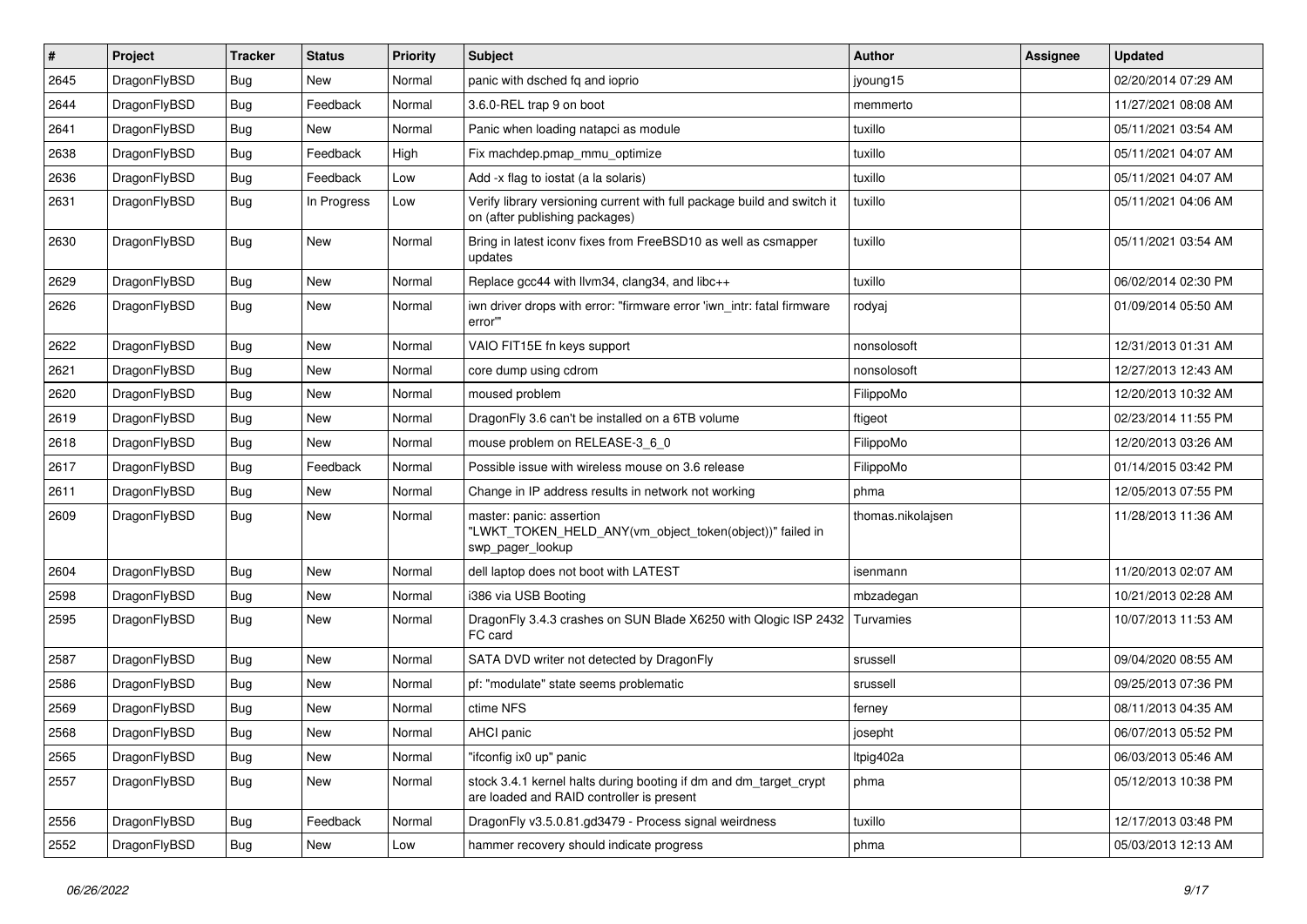| # | Project | Tracker | Status | Priority | Subject | Author | Assignee | Updated |
|---|---|---|---|---|---|---|---|---|
| 2645 | DragonFlyBSD | Bug | New | Normal | panic with dsched fq and ioprio | jyoung15 | | 02/20/2014 07:29 AM |
| 2644 | DragonFlyBSD | Bug | Feedback | Normal | 3.6.0-REL trap 9 on boot | memmerto | | 11/27/2021 08:08 AM |
| 2641 | DragonFlyBSD | Bug | New | Normal | Panic when loading natapci as module | tuxillo | | 05/11/2021 03:54 AM |
| 2638 | DragonFlyBSD | Bug | Feedback | High | Fix machdep.pmap_mmu_optimize | tuxillo | | 05/11/2021 04:07 AM |
| 2636 | DragonFlyBSD | Bug | Feedback | Low | Add -x flag to iostat (a la solaris) | tuxillo | | 05/11/2021 04:07 AM |
| 2631 | DragonFlyBSD | Bug | In Progress | Low | Verify library versioning current with full package build and switch it on (after publishing packages) | tuxillo | | 05/11/2021 04:06 AM |
| 2630 | DragonFlyBSD | Bug | New | Normal | Bring in latest iconv fixes from FreeBSD10 as well as csmapper updates | tuxillo | | 05/11/2021 03:54 AM |
| 2629 | DragonFlyBSD | Bug | New | Normal | Replace gcc44 with llvm34, clang34, and libc++ | tuxillo | | 06/02/2014 02:30 PM |
| 2626 | DragonFlyBSD | Bug | New | Normal | iwn driver drops with error: "firmware error 'iwn_intr: fatal firmware error'" | rodyaj | | 01/09/2014 05:50 AM |
| 2622 | DragonFlyBSD | Bug | New | Normal | VAIO FIT15E fn keys support | nonsolosoft | | 12/31/2013 01:31 AM |
| 2621 | DragonFlyBSD | Bug | New | Normal | core dump using cdrom | nonsolosoft | | 12/27/2013 12:43 AM |
| 2620 | DragonFlyBSD | Bug | New | Normal | moused problem | FilippoMo | | 12/20/2013 10:32 AM |
| 2619 | DragonFlyBSD | Bug | New | Normal | DragonFly 3.6 can't be installed on a 6TB volume | ftigeot | | 02/23/2014 11:55 PM |
| 2618 | DragonFlyBSD | Bug | New | Normal | mouse problem on RELEASE-3_6_0 | FilippoMo | | 12/20/2013 03:26 AM |
| 2617 | DragonFlyBSD | Bug | Feedback | Normal | Possible issue with wireless mouse on 3.6 release | FilippoMo | | 01/14/2015 03:42 PM |
| 2611 | DragonFlyBSD | Bug | New | Normal | Change in IP address results in network not working | phma | | 12/05/2013 07:55 PM |
| 2609 | DragonFlyBSD | Bug | New | Normal | master: panic: assertion "LWKT_TOKEN_HELD_ANY(vm_object_token(object))" failed in swp_pager_lookup | thomas.nikolajsen | | 11/28/2013 11:36 AM |
| 2604 | DragonFlyBSD | Bug | New | Normal | dell laptop does not boot with LATEST | isenmann | | 11/20/2013 02:07 AM |
| 2598 | DragonFlyBSD | Bug | New | Normal | i386 via USB Booting | mbzadegan | | 10/21/2013 02:28 AM |
| 2595 | DragonFlyBSD | Bug | New | Normal | DragonFly 3.4.3 crashes on SUN Blade X6250 with Qlogic ISP 2432 FC card | Turvamies | | 10/07/2013 11:53 AM |
| 2587 | DragonFlyBSD | Bug | New | Normal | SATA DVD writer not detected by DragonFly | srussell | | 09/04/2020 08:55 AM |
| 2586 | DragonFlyBSD | Bug | New | Normal | pf: "modulate" state seems problematic | srussell | | 09/25/2013 07:36 PM |
| 2569 | DragonFlyBSD | Bug | New | Normal | ctime NFS | ferney | | 08/11/2013 04:35 AM |
| 2568 | DragonFlyBSD | Bug | New | Normal | AHCI panic | josepht | | 06/07/2013 05:52 PM |
| 2565 | DragonFlyBSD | Bug | New | Normal | "ifconfig ix0 up" panic | ltpig402a | | 06/03/2013 05:46 AM |
| 2557 | DragonFlyBSD | Bug | New | Normal | stock 3.4.1 kernel halts during booting if dm and dm_target_crypt are loaded and RAID controller is present | phma | | 05/12/2013 10:38 PM |
| 2556 | DragonFlyBSD | Bug | Feedback | Normal | DragonFly v3.5.0.81.gd3479 - Process signal weirdness | tuxillo | | 12/17/2013 03:48 PM |
| 2552 | DragonFlyBSD | Bug | New | Low | hammer recovery should indicate progress | phma | | 05/03/2013 12:13 AM |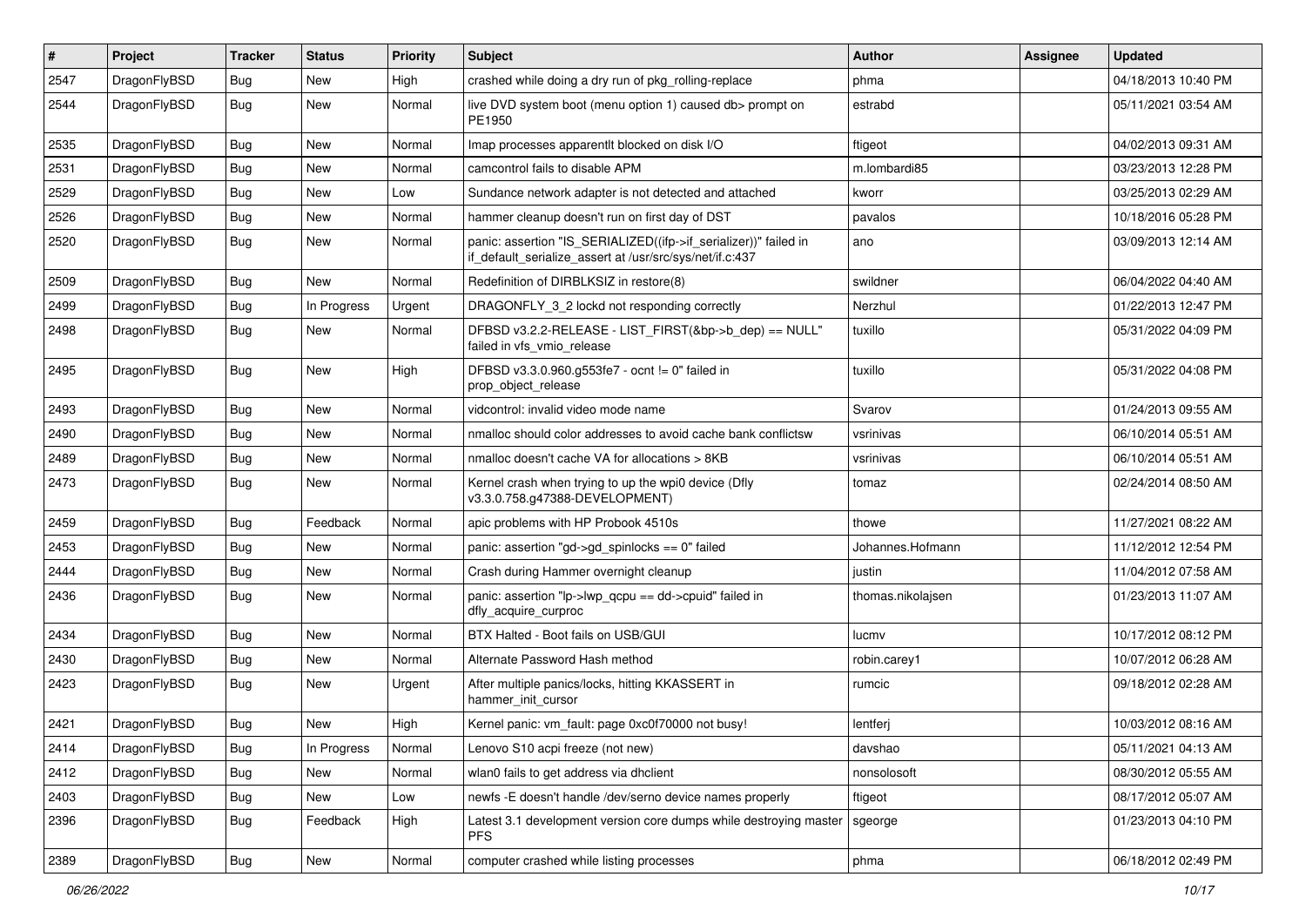| # | Project | Tracker | Status | Priority | Subject | Author | Assignee | Updated |
|---|---|---|---|---|---|---|---|---|
| 2547 | DragonFlyBSD | Bug | New | High | crashed while doing a dry run of pkg_rolling-replace | phma | | 04/18/2013 10:40 PM |
| 2544 | DragonFlyBSD | Bug | New | Normal | live DVD system boot (menu option 1) caused db> prompt on PE1950 | estrabd | | 05/11/2021 03:54 AM |
| 2535 | DragonFlyBSD | Bug | New | Normal | Imap processes apparentlt blocked on disk I/O | ftigeot | | 04/02/2013 09:31 AM |
| 2531 | DragonFlyBSD | Bug | New | Normal | camcontrol fails to disable APM | m.lombardi85 | | 03/23/2013 12:28 PM |
| 2529 | DragonFlyBSD | Bug | New | Low | Sundance network adapter is not detected and attached | kworr | | 03/25/2013 02:29 AM |
| 2526 | DragonFlyBSD | Bug | New | Normal | hammer cleanup doesn't run on first day of DST | pavalos | | 10/18/2016 05:28 PM |
| 2520 | DragonFlyBSD | Bug | New | Normal | panic: assertion "IS_SERIALIZED((ifp->if_serializer))" failed in if_default_serialize_assert at /usr/src/sys/net/if.c:437 | ano | | 03/09/2013 12:14 AM |
| 2509 | DragonFlyBSD | Bug | New | Normal | Redefinition of DIRBLKSIZ in restore(8) | swildner | | 06/04/2022 04:40 AM |
| 2499 | DragonFlyBSD | Bug | In Progress | Urgent | DRAGONFLY_3_2 lockd not responding correctly | Nerzhul | | 01/22/2013 12:47 PM |
| 2498 | DragonFlyBSD | Bug | New | Normal | DFBSD v3.2.2-RELEASE - LIST_FIRST(&bp->b_dep) == NULL" failed in vfs_vmio_release | tuxillo | | 05/31/2022 04:09 PM |
| 2495 | DragonFlyBSD | Bug | New | High | DFBSD v3.3.0.960.g553fe7 - ocnt != 0" failed in prop_object_release | tuxillo | | 05/31/2022 04:08 PM |
| 2493 | DragonFlyBSD | Bug | New | Normal | vidcontrol: invalid video mode name | Svarov | | 01/24/2013 09:55 AM |
| 2490 | DragonFlyBSD | Bug | New | Normal | nmalloc should color addresses to avoid cache bank conflictsw | vsrinivas | | 06/10/2014 05:51 AM |
| 2489 | DragonFlyBSD | Bug | New | Normal | nmalloc doesn't cache VA for allocations > 8KB | vsrinivas | | 06/10/2014 05:51 AM |
| 2473 | DragonFlyBSD | Bug | New | Normal | Kernel crash when trying to up the wpi0 device (Dfly v3.3.0.758.g47388-DEVELOPMENT) | tomaz | | 02/24/2014 08:50 AM |
| 2459 | DragonFlyBSD | Bug | Feedback | Normal | apic problems with HP Probook 4510s | thowe | | 11/27/2021 08:22 AM |
| 2453 | DragonFlyBSD | Bug | New | Normal | panic: assertion "gd->gd_spinlocks == 0" failed | Johannes.Hofmann | | 11/12/2012 12:54 PM |
| 2444 | DragonFlyBSD | Bug | New | Normal | Crash during Hammer overnight cleanup | justin | | 11/04/2012 07:58 AM |
| 2436 | DragonFlyBSD | Bug | New | Normal | panic: assertion "lp->lwp_qcpu == dd->cpuid" failed in dfly_acquire_curproc | thomas.nikolajsen | | 01/23/2013 11:07 AM |
| 2434 | DragonFlyBSD | Bug | New | Normal | BTX Halted - Boot fails on USB/GUI | lucmv | | 10/17/2012 08:12 PM |
| 2430 | DragonFlyBSD | Bug | New | Normal | Alternate Password Hash method | robin.carey1 | | 10/07/2012 06:28 AM |
| 2423 | DragonFlyBSD | Bug | New | Urgent | After multiple panics/locks, hitting KKASSERT in hammer_init_cursor | rumcic | | 09/18/2012 02:28 AM |
| 2421 | DragonFlyBSD | Bug | New | High | Kernel panic: vm_fault: page 0xc0f70000 not busy! | lentferj | | 10/03/2012 08:16 AM |
| 2414 | DragonFlyBSD | Bug | In Progress | Normal | Lenovo S10 acpi freeze (not new) | davshao | | 05/11/2021 04:13 AM |
| 2412 | DragonFlyBSD | Bug | New | Normal | wlan0 fails to get address via dhclient | nonsolosoft | | 08/30/2012 05:55 AM |
| 2403 | DragonFlyBSD | Bug | New | Low | newfs -E doesn't handle /dev/serno device names properly | ftigeot | | 08/17/2012 05:07 AM |
| 2396 | DragonFlyBSD | Bug | Feedback | High | Latest 3.1 development version core dumps while destroying master PFS | sgeorge | | 01/23/2013 04:10 PM |
| 2389 | DragonFlyBSD | Bug | New | Normal | computer crashed while listing processes | phma | | 06/18/2012 02:49 PM |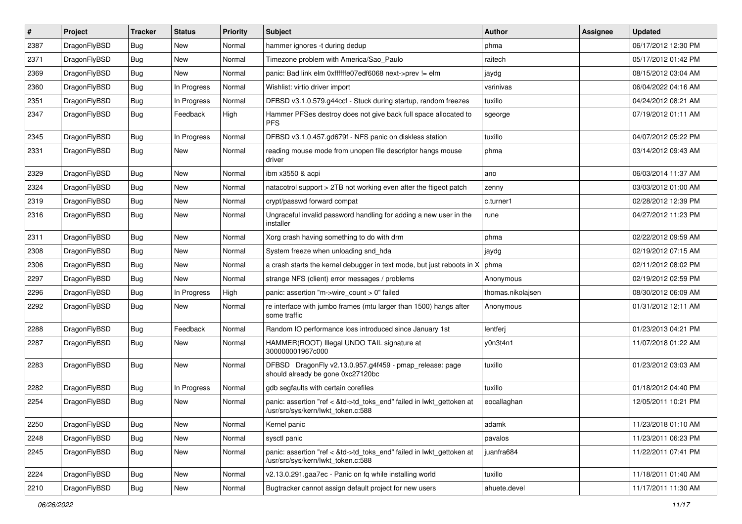| # | Project | Tracker | Status | Priority | Subject | Author | Assignee | Updated |
|---|---|---|---|---|---|---|---|---|
| 2387 | DragonFlyBSD | Bug | New | Normal | hammer ignores -t during dedup | phma | | 06/17/2012 12:30 PM |
| 2371 | DragonFlyBSD | Bug | New | Normal | Timezone problem with America/Sao_Paulo | raitech | | 05/17/2012 01:42 PM |
| 2369 | DragonFlyBSD | Bug | New | Normal | panic: Bad link elm 0xffffffe07edf6068 next->prev != elm | jaydg | | 08/15/2012 03:04 AM |
| 2360 | DragonFlyBSD | Bug | In Progress | Normal | Wishlist: virtio driver import | vsrinivas | | 06/04/2022 04:16 AM |
| 2351 | DragonFlyBSD | Bug | In Progress | Normal | DFBSD v3.1.0.579.g44ccf - Stuck during startup, random freezes | tuxillo | | 04/24/2012 08:21 AM |
| 2347 | DragonFlyBSD | Bug | Feedback | High | Hammer PFSes destroy does not give back full space allocated to PFS | sgeorge | | 07/19/2012 01:11 AM |
| 2345 | DragonFlyBSD | Bug | In Progress | Normal | DFBSD v3.1.0.457.gd679f - NFS panic on diskless station | tuxillo | | 04/07/2012 05:22 PM |
| 2331 | DragonFlyBSD | Bug | New | Normal | reading mouse mode from unopen file descriptor hangs mouse driver | phma | | 03/14/2012 09:43 AM |
| 2329 | DragonFlyBSD | Bug | New | Normal | ibm x3550 & acpi | ano | | 06/03/2014 11:37 AM |
| 2324 | DragonFlyBSD | Bug | New | Normal | natacotrol support > 2TB not working even after the ftigeot patch | zenny | | 03/03/2012 01:00 AM |
| 2319 | DragonFlyBSD | Bug | New | Normal | crypt/passwd forward compat | c.turner1 | | 02/28/2012 12:39 PM |
| 2316 | DragonFlyBSD | Bug | New | Normal | Ungraceful invalid password handling for adding a new user in the installer | rune | | 04/27/2012 11:23 PM |
| 2311 | DragonFlyBSD | Bug | New | Normal | Xorg crash having something to do with drm | phma | | 02/22/2012 09:59 AM |
| 2308 | DragonFlyBSD | Bug | New | Normal | System freeze when unloading snd_hda | jaydg | | 02/19/2012 07:15 AM |
| 2306 | DragonFlyBSD | Bug | New | Normal | a crash starts the kernel debugger in text mode, but just reboots in X | phma | | 02/11/2012 08:02 PM |
| 2297 | DragonFlyBSD | Bug | New | Normal | strange NFS (client) error messages / problems | Anonymous | | 02/19/2012 02:59 PM |
| 2296 | DragonFlyBSD | Bug | In Progress | High | panic: assertion "m->wire_count > 0" failed | thomas.nikolajsen | | 08/30/2012 06:09 AM |
| 2292 | DragonFlyBSD | Bug | New | Normal | re interface with jumbo frames (mtu larger than 1500) hangs after some traffic | Anonymous | | 01/31/2012 12:11 AM |
| 2288 | DragonFlyBSD | Bug | Feedback | Normal | Random IO performance loss introduced since January 1st | lentferj | | 01/23/2013 04:21 PM |
| 2287 | DragonFlyBSD | Bug | New | Normal | HAMMER(ROOT) Illegal UNDO TAIL signature at 300000001967c000 | y0n3t4n1 | | 11/07/2018 01:22 AM |
| 2283 | DragonFlyBSD | Bug | New | Normal | DFBSD DragonFly v2.13.0.957.g4f459 - pmap_release: page should already be gone 0xc27120bc | tuxillo | | 01/23/2012 03:03 AM |
| 2282 | DragonFlyBSD | Bug | In Progress | Normal | gdb segfaults with certain corefiles | tuxillo | | 01/18/2012 04:40 PM |
| 2254 | DragonFlyBSD | Bug | New | Normal | panic: assertion "ref < &td->td_toks_end" failed in lwkt_gettoken at /usr/src/sys/kern/lwkt_token.c:588 | eocallaghan | | 12/05/2011 10:21 PM |
| 2250 | DragonFlyBSD | Bug | New | Normal | Kernel panic | adamk | | 11/23/2018 01:10 AM |
| 2248 | DragonFlyBSD | Bug | New | Normal | sysctl panic | pavalos | | 11/23/2011 06:23 PM |
| 2245 | DragonFlyBSD | Bug | New | Normal | panic: assertion "ref < &td->td_toks_end" failed in lwkt_gettoken at /usr/src/sys/kern/lwkt_token.c:588 | juanfra684 | | 11/22/2011 07:41 PM |
| 2224 | DragonFlyBSD | Bug | New | Normal | v2.13.0.291.gaa7ec - Panic on fq while installing world | tuxillo | | 11/18/2011 01:40 AM |
| 2210 | DragonFlyBSD | Bug | New | Normal | Bugtracker cannot assign default project for new users | ahuete.devel | | 11/17/2011 11:30 AM |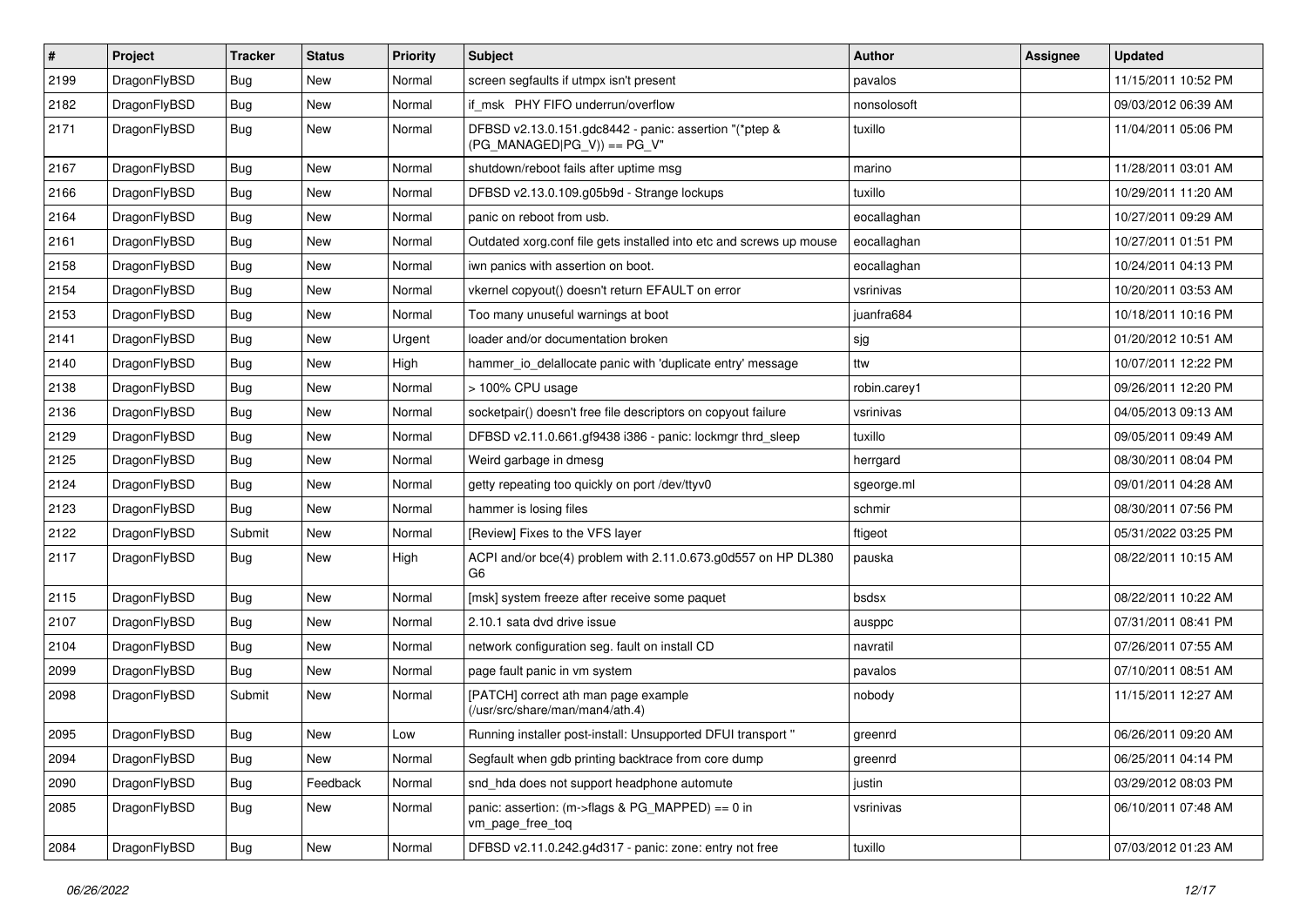| # | Project | Tracker | Status | Priority | Subject | Author | Assignee | Updated |
|---|---|---|---|---|---|---|---|---|
| 2199 | DragonFlyBSD | Bug | New | Normal | screen segfaults if utmpx isn't present | pavalos | | 11/15/2011 10:52 PM |
| 2182 | DragonFlyBSD | Bug | New | Normal | if_msk PHY FIFO underrun/overflow | nonsolosoft | | 09/03/2012 06:39 AM |
| 2171 | DragonFlyBSD | Bug | New | Normal | DFBSD v2.13.0.151.gdc8442 - panic: assertion "(*ptep & (PG_MANAGED\|PG_V)) == PG_V" | tuxillo | | 11/04/2011 05:06 PM |
| 2167 | DragonFlyBSD | Bug | New | Normal | shutdown/reboot fails after uptime msg | marino | | 11/28/2011 03:01 AM |
| 2166 | DragonFlyBSD | Bug | New | Normal | DFBSD v2.13.0.109.g05b9d - Strange lockups | tuxillo | | 10/29/2011 11:20 AM |
| 2164 | DragonFlyBSD | Bug | New | Normal | panic on reboot from usb. | eocallaghan | | 10/27/2011 09:29 AM |
| 2161 | DragonFlyBSD | Bug | New | Normal | Outdated xorg.conf file gets installed into etc and screws up mouse | eocallaghan | | 10/27/2011 01:51 PM |
| 2158 | DragonFlyBSD | Bug | New | Normal | iwn panics with assertion on boot. | eocallaghan | | 10/24/2011 04:13 PM |
| 2154 | DragonFlyBSD | Bug | New | Normal | vkernel copyout() doesn't return EFAULT on error | vsrinivas | | 10/20/2011 03:53 AM |
| 2153 | DragonFlyBSD | Bug | New | Normal | Too many unuseful warnings at boot | juanfra684 | | 10/18/2011 10:16 PM |
| 2141 | DragonFlyBSD | Bug | New | Urgent | loader and/or documentation broken | sjg | | 01/20/2012 10:51 AM |
| 2140 | DragonFlyBSD | Bug | New | High | hammer_io_delallocate panic with 'duplicate entry' message | ttw | | 10/07/2011 12:22 PM |
| 2138 | DragonFlyBSD | Bug | New | Normal | > 100% CPU usage | robin.carey1 | | 09/26/2011 12:20 PM |
| 2136 | DragonFlyBSD | Bug | New | Normal | socketpair() doesn't free file descriptors on copyout failure | vsrinivas | | 04/05/2013 09:13 AM |
| 2129 | DragonFlyBSD | Bug | New | Normal | DFBSD v2.11.0.661.gf9438 i386 - panic: lockmgr thrd_sleep | tuxillo | | 09/05/2011 09:49 AM |
| 2125 | DragonFlyBSD | Bug | New | Normal | Weird garbage in dmesg | herrgard | | 08/30/2011 08:04 PM |
| 2124 | DragonFlyBSD | Bug | New | Normal | getty repeating too quickly on port /dev/ttyv0 | sgeorge.ml | | 09/01/2011 04:28 AM |
| 2123 | DragonFlyBSD | Bug | New | Normal | hammer is losing files | schmir | | 08/30/2011 07:56 PM |
| 2122 | DragonFlyBSD | Submit | New | Normal | [Review] Fixes to the VFS layer | ftigeot | | 05/31/2022 03:25 PM |
| 2117 | DragonFlyBSD | Bug | New | High | ACPI and/or bce(4) problem with 2.11.0.673.g0d557 on HP DL380 G6 | pauska | | 08/22/2011 10:15 AM |
| 2115 | DragonFlyBSD | Bug | New | Normal | [msk] system freeze after receive some paquet | bsdsx | | 08/22/2011 10:22 AM |
| 2107 | DragonFlyBSD | Bug | New | Normal | 2.10.1 sata dvd drive issue | ausppc | | 07/31/2011 08:41 PM |
| 2104 | DragonFlyBSD | Bug | New | Normal | network configuration seg. fault on install CD | navratil | | 07/26/2011 07:55 AM |
| 2099 | DragonFlyBSD | Bug | New | Normal | page fault panic in vm system | pavalos | | 07/10/2011 08:51 AM |
| 2098 | DragonFlyBSD | Submit | New | Normal | [PATCH] correct ath man page example (/usr/src/share/man/man4/ath.4) | nobody | | 11/15/2011 12:27 AM |
| 2095 | DragonFlyBSD | Bug | New | Low | Running installer post-install: Unsupported DFUI transport " | greenrd | | 06/26/2011 09:20 AM |
| 2094 | DragonFlyBSD | Bug | New | Normal | Segfault when gdb printing backtrace from core dump | greenrd | | 06/25/2011 04:14 PM |
| 2090 | DragonFlyBSD | Bug | Feedback | Normal | snd_hda does not support headphone automute | justin | | 03/29/2012 08:03 PM |
| 2085 | DragonFlyBSD | Bug | New | Normal | panic: assertion: (m->flags & PG_MAPPED) == 0 in vm_page_free_toq | vsrinivas | | 06/10/2011 07:48 AM |
| 2084 | DragonFlyBSD | Bug | New | Normal | DFBSD v2.11.0.242.g4d317 - panic: zone: entry not free | tuxillo | | 07/03/2012 01:23 AM |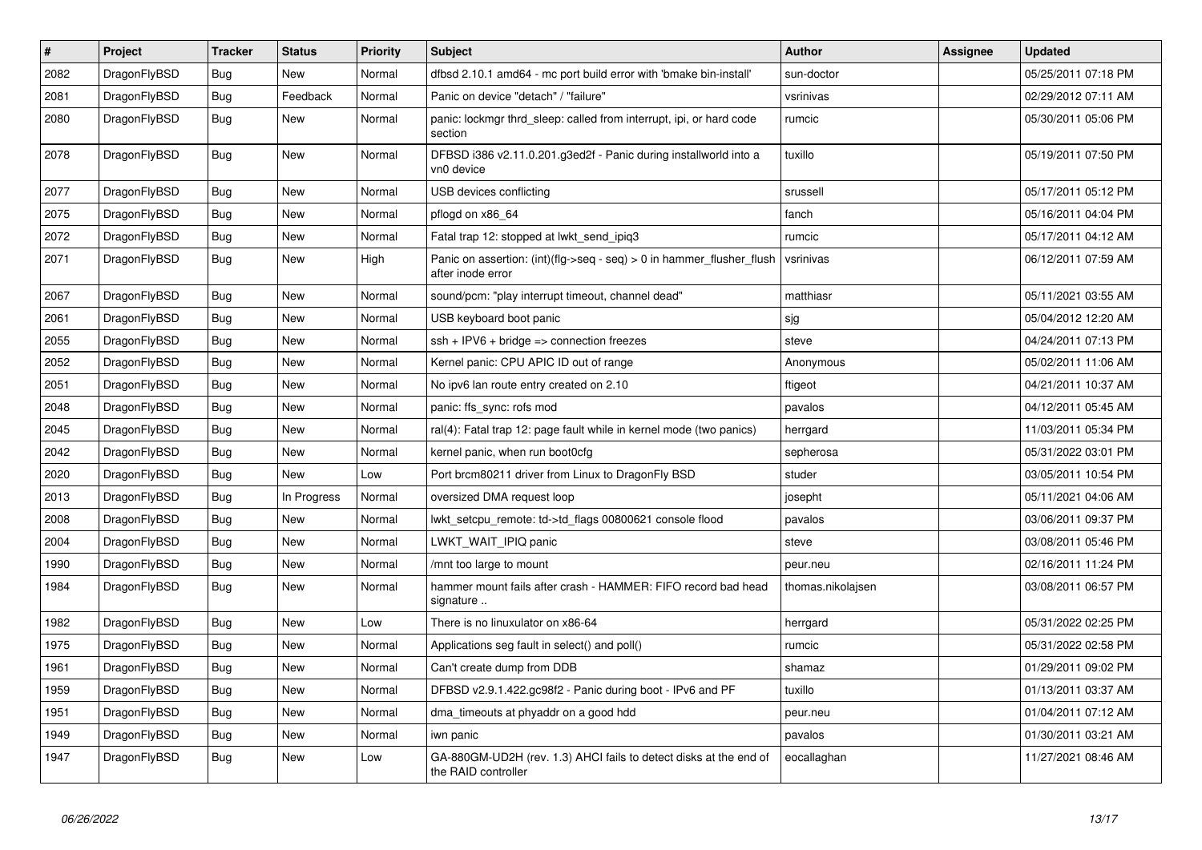| # | Project | Tracker | Status | Priority | Subject | Author | Assignee | Updated |
|---|---|---|---|---|---|---|---|---|
| 2082 | DragonFlyBSD | Bug | New | Normal | dfbsd 2.10.1 amd64 - mc port build error with 'bmake bin-install' | sun-doctor | | 05/25/2011 07:18 PM |
| 2081 | DragonFlyBSD | Bug | Feedback | Normal | Panic on device "detach" / "failure" | vsrinivas | | 02/29/2012 07:11 AM |
| 2080 | DragonFlyBSD | Bug | New | Normal | panic: lockmgr thrd_sleep: called from interrupt, ipi, or hard code section | rumcic | | 05/30/2011 05:06 PM |
| 2078 | DragonFlyBSD | Bug | New | Normal | DFBSD i386 v2.11.0.201.g3ed2f - Panic during installworld into a vn0 device | tuxillo | | 05/19/2011 07:50 PM |
| 2077 | DragonFlyBSD | Bug | New | Normal | USB devices conflicting | srussell | | 05/17/2011 05:12 PM |
| 2075 | DragonFlyBSD | Bug | New | Normal | pflogd on x86_64 | fanch | | 05/16/2011 04:04 PM |
| 2072 | DragonFlyBSD | Bug | New | Normal | Fatal trap 12: stopped at lwkt_send_ipiq3 | rumcic | | 05/17/2011 04:12 AM |
| 2071 | DragonFlyBSD | Bug | New | High | Panic on assertion: (int)(flg->seq - seq) > 0 in hammer_flusher_flush after inode error | vsrinivas | | 06/12/2011 07:59 AM |
| 2067 | DragonFlyBSD | Bug | New | Normal | sound/pcm: "play interrupt timeout, channel dead" | matthiasr | | 05/11/2021 03:55 AM |
| 2061 | DragonFlyBSD | Bug | New | Normal | USB keyboard boot panic | sjg | | 05/04/2012 12:20 AM |
| 2055 | DragonFlyBSD | Bug | New | Normal | ssh + IPV6 + bridge => connection freezes | steve | | 04/24/2011 07:13 PM |
| 2052 | DragonFlyBSD | Bug | New | Normal | Kernel panic: CPU APIC ID out of range | Anonymous | | 05/02/2011 11:06 AM |
| 2051 | DragonFlyBSD | Bug | New | Normal | No ipv6 lan route entry created on 2.10 | ftigeot | | 04/21/2011 10:37 AM |
| 2048 | DragonFlyBSD | Bug | New | Normal | panic: ffs_sync: rofs mod | pavalos | | 04/12/2011 05:45 AM |
| 2045 | DragonFlyBSD | Bug | New | Normal | ral(4): Fatal trap 12: page fault while in kernel mode (two panics) | herrgard | | 11/03/2011 05:34 PM |
| 2042 | DragonFlyBSD | Bug | New | Normal | kernel panic, when run boot0cfg | sepherosa | | 05/31/2022 03:01 PM |
| 2020 | DragonFlyBSD | Bug | New | Low | Port brcm80211 driver from Linux to DragonFly BSD | studer | | 03/05/2011 10:54 PM |
| 2013 | DragonFlyBSD | Bug | In Progress | Normal | oversized DMA request loop | josepht | | 05/11/2021 04:06 AM |
| 2008 | DragonFlyBSD | Bug | New | Normal | lwkt_setcpu_remote: td->td_flags 00800621 console flood | pavalos | | 03/06/2011 09:37 PM |
| 2004 | DragonFlyBSD | Bug | New | Normal | LWKT_WAIT_IPIQ panic | steve | | 03/08/2011 05:46 PM |
| 1990 | DragonFlyBSD | Bug | New | Normal | /mnt too large to mount | peur.neu | | 02/16/2011 11:24 PM |
| 1984 | DragonFlyBSD | Bug | New | Normal | hammer mount fails after crash - HAMMER: FIFO record bad head signature .. | thomas.nikolajsen | | 03/08/2011 06:57 PM |
| 1982 | DragonFlyBSD | Bug | New | Low | There is no linuxulator on x86-64 | herrgard | | 05/31/2022 02:25 PM |
| 1975 | DragonFlyBSD | Bug | New | Normal | Applications seg fault in select() and poll() | rumcic | | 05/31/2022 02:58 PM |
| 1961 | DragonFlyBSD | Bug | New | Normal | Can't create dump from DDB | shamaz | | 01/29/2011 09:02 PM |
| 1959 | DragonFlyBSD | Bug | New | Normal | DFBSD v2.9.1.422.gc98f2 - Panic during boot - IPv6 and PF | tuxillo | | 01/13/2011 03:37 AM |
| 1951 | DragonFlyBSD | Bug | New | Normal | dma_timeouts at phyaddr on a good hdd | peur.neu | | 01/04/2011 07:12 AM |
| 1949 | DragonFlyBSD | Bug | New | Normal | iwn panic | pavalos | | 01/30/2011 03:21 AM |
| 1947 | DragonFlyBSD | Bug | New | Low | GA-880GM-UD2H (rev. 1.3) AHCI fails to detect disks at the end of the RAID controller | eocallaghan | | 11/27/2021 08:46 AM |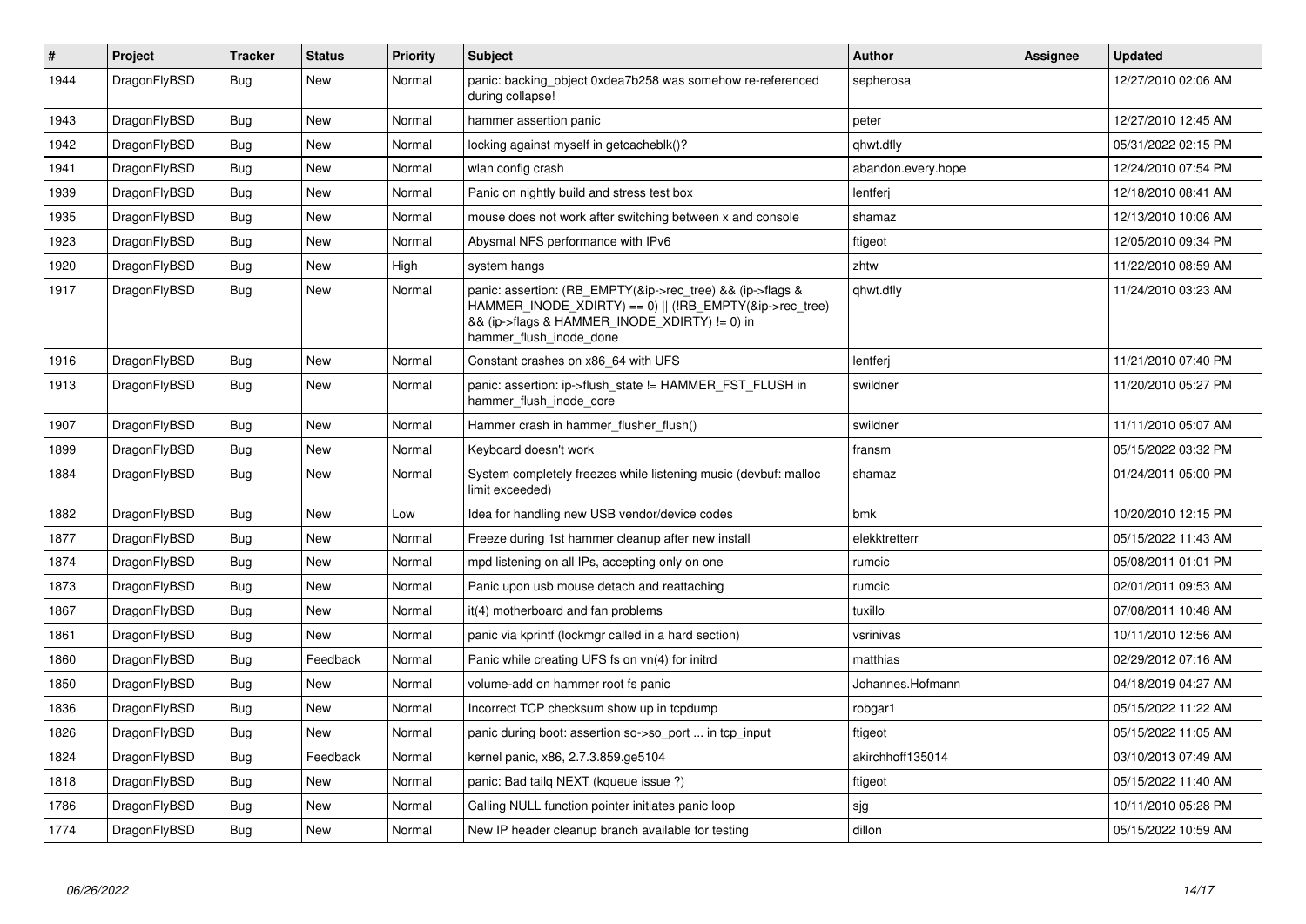| # | Project | Tracker | Status | Priority | Subject | Author | Assignee | Updated |
|---|---|---|---|---|---|---|---|---|
| 1944 | DragonFlyBSD | Bug | New | Normal | panic: backing_object 0xdea7b258 was somehow re-referenced during collapse! | sepherosa | | 12/27/2010 02:06 AM |
| 1943 | DragonFlyBSD | Bug | New | Normal | hammer assertion panic | peter | | 12/27/2010 12:45 AM |
| 1942 | DragonFlyBSD | Bug | New | Normal | locking against myself in getcacheblk()? | qhwt.dfly | | 05/31/2022 02:15 PM |
| 1941 | DragonFlyBSD | Bug | New | Normal | wlan config crash | abandon.every.hope | | 12/24/2010 07:54 PM |
| 1939 | DragonFlyBSD | Bug | New | Normal | Panic on nightly build and stress test box | lentferj | | 12/18/2010 08:41 AM |
| 1935 | DragonFlyBSD | Bug | New | Normal | mouse does not work after switching between x and console | shamaz | | 12/13/2010 10:06 AM |
| 1923 | DragonFlyBSD | Bug | New | Normal | Abysmal NFS performance with IPv6 | ftigeot | | 12/05/2010 09:34 PM |
| 1920 | DragonFlyBSD | Bug | New | High | system hangs | zhtw | | 11/22/2010 08:59 AM |
| 1917 | DragonFlyBSD | Bug | New | Normal | panic: assertion: (RB_EMPTY(&ip->rec_tree) && (ip->flags & HAMMER_INODE_XDIRTY) == 0) \|\| (!RB_EMPTY(&ip->rec_tree) && (ip->flags & HAMMER_INODE_XDIRTY) != 0) in hammer_flush_inode_done | qhwt.dfly | | 11/24/2010 03:23 AM |
| 1916 | DragonFlyBSD | Bug | New | Normal | Constant crashes on x86_64 with UFS | lentferj | | 11/21/2010 07:40 PM |
| 1913 | DragonFlyBSD | Bug | New | Normal | panic: assertion: ip->flush_state != HAMMER_FST_FLUSH in hammer_flush_inode_core | swildner | | 11/20/2010 05:27 PM |
| 1907 | DragonFlyBSD | Bug | New | Normal | Hammer crash in hammer_flusher_flush() | swildner | | 11/11/2010 05:07 AM |
| 1899 | DragonFlyBSD | Bug | New | Normal | Keyboard doesn't work | fransm | | 05/15/2022 03:32 PM |
| 1884 | DragonFlyBSD | Bug | New | Normal | System completely freezes while listening music (devbuf: malloc limit exceeded) | shamaz | | 01/24/2011 05:00 PM |
| 1882 | DragonFlyBSD | Bug | New | Low | Idea for handling new USB vendor/device codes | bmk | | 10/20/2010 12:15 PM |
| 1877 | DragonFlyBSD | Bug | New | Normal | Freeze during 1st hammer cleanup after new install | elekktretterr | | 05/15/2022 11:43 AM |
| 1874 | DragonFlyBSD | Bug | New | Normal | mpd listening on all IPs, accepting only on one | rumcic | | 05/08/2011 01:01 PM |
| 1873 | DragonFlyBSD | Bug | New | Normal | Panic upon usb mouse detach and reattaching | rumcic | | 02/01/2011 09:53 AM |
| 1867 | DragonFlyBSD | Bug | New | Normal | it(4) motherboard and fan problems | tuxillo | | 07/08/2011 10:48 AM |
| 1861 | DragonFlyBSD | Bug | New | Normal | panic via kprintf (lockmgr called in a hard section) | vsrinivas | | 10/11/2010 12:56 AM |
| 1860 | DragonFlyBSD | Bug | Feedback | Normal | Panic while creating UFS fs on vn(4) for initrd | matthias | | 02/29/2012 07:16 AM |
| 1850 | DragonFlyBSD | Bug | New | Normal | volume-add on hammer root fs panic | Johannes.Hofmann | | 04/18/2019 04:27 AM |
| 1836 | DragonFlyBSD | Bug | New | Normal | Incorrect TCP checksum show up in tcpdump | robgar1 | | 05/15/2022 11:22 AM |
| 1826 | DragonFlyBSD | Bug | New | Normal | panic during boot: assertion so->so_port ... in tcp_input | ftigeot | | 05/15/2022 11:05 AM |
| 1824 | DragonFlyBSD | Bug | Feedback | Normal | kernel panic, x86, 2.7.3.859.ge5104 | akirchhoff135014 | | 03/10/2013 07:49 AM |
| 1818 | DragonFlyBSD | Bug | New | Normal | panic: Bad tailq NEXT (kqueue issue ?) | ftigeot | | 05/15/2022 11:40 AM |
| 1786 | DragonFlyBSD | Bug | New | Normal | Calling NULL function pointer initiates panic loop | sjg | | 10/11/2010 05:28 PM |
| 1774 | DragonFlyBSD | Bug | New | Normal | New IP header cleanup branch available for testing | dillon | | 05/15/2022 10:59 AM |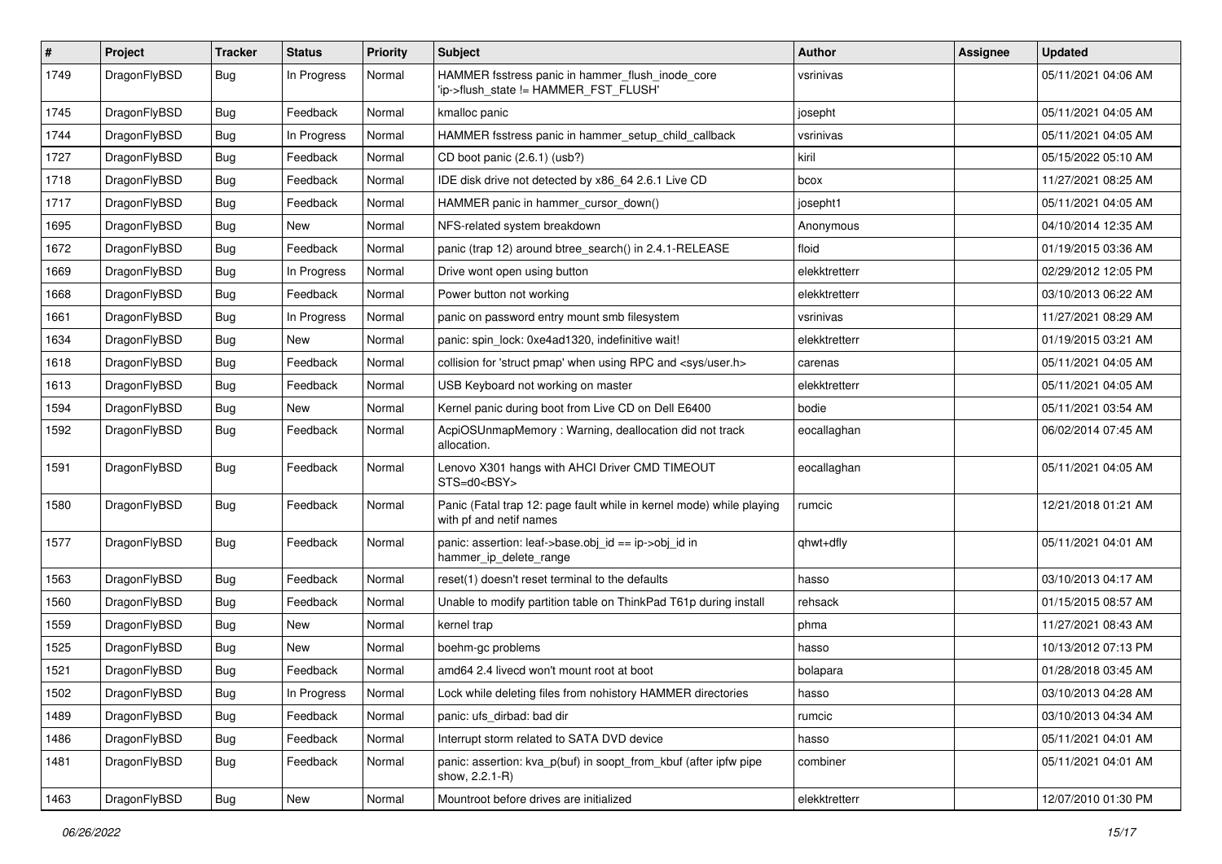| # | Project | Tracker | Status | Priority | Subject | Author | Assignee | Updated |
|---|---|---|---|---|---|---|---|---|
| 1749 | DragonFlyBSD | Bug | In Progress | Normal | HAMMER fsstress panic in hammer_flush_inode_core 'ip->flush_state != HAMMER_FST_FLUSH' | vsrinivas | | 05/11/2021 04:06 AM |
| 1745 | DragonFlyBSD | Bug | Feedback | Normal | kmalloc panic | josepht | | 05/11/2021 04:05 AM |
| 1744 | DragonFlyBSD | Bug | In Progress | Normal | HAMMER fsstress panic in hammer_setup_child_callback | vsrinivas | | 05/11/2021 04:05 AM |
| 1727 | DragonFlyBSD | Bug | Feedback | Normal | CD boot panic (2.6.1) (usb?) | kiril | | 05/15/2022 05:10 AM |
| 1718 | DragonFlyBSD | Bug | Feedback | Normal | IDE disk drive not detected by x86_64 2.6.1 Live CD | bcox | | 11/27/2021 08:25 AM |
| 1717 | DragonFlyBSD | Bug | Feedback | Normal | HAMMER panic in hammer_cursor_down() | josepht1 | | 05/11/2021 04:05 AM |
| 1695 | DragonFlyBSD | Bug | New | Normal | NFS-related system breakdown | Anonymous | | 04/10/2014 12:35 AM |
| 1672 | DragonFlyBSD | Bug | Feedback | Normal | panic (trap 12) around btree_search() in 2.4.1-RELEASE | floid | | 01/19/2015 03:36 AM |
| 1669 | DragonFlyBSD | Bug | In Progress | Normal | Drive wont open using button | elekktretterr | | 02/29/2012 12:05 PM |
| 1668 | DragonFlyBSD | Bug | Feedback | Normal | Power button not working | elekktretterr | | 03/10/2013 06:22 AM |
| 1661 | DragonFlyBSD | Bug | In Progress | Normal | panic on password entry mount smb filesystem | vsrinivas | | 11/27/2021 08:29 AM |
| 1634 | DragonFlyBSD | Bug | New | Normal | panic: spin_lock: 0xe4ad1320, indefinitive wait! | elekktretterr | | 01/19/2015 03:21 AM |
| 1618 | DragonFlyBSD | Bug | Feedback | Normal | collision for 'struct pmap' when using RPC and <sys/user.h> | carenas | | 05/11/2021 04:05 AM |
| 1613 | DragonFlyBSD | Bug | Feedback | Normal | USB Keyboard not working on master | elekktretterr | | 05/11/2021 04:05 AM |
| 1594 | DragonFlyBSD | Bug | New | Normal | Kernel panic during boot from Live CD on Dell E6400 | bodie | | 05/11/2021 03:54 AM |
| 1592 | DragonFlyBSD | Bug | Feedback | Normal | AcpiOSUnmapMemory : Warning, deallocation did not track allocation. | eocallaghan | | 06/02/2014 07:45 AM |
| 1591 | DragonFlyBSD | Bug | Feedback | Normal | Lenovo X301 hangs with AHCI Driver CMD TIMEOUT STS=d0<BSY> | eocallaghan | | 05/11/2021 04:05 AM |
| 1580 | DragonFlyBSD | Bug | Feedback | Normal | Panic (Fatal trap 12: page fault while in kernel mode) while playing with pf and netif names | rumcic | | 12/21/2018 01:21 AM |
| 1577 | DragonFlyBSD | Bug | Feedback | Normal | panic: assertion: leaf->base.obj_id == ip->obj_id in hammer_ip_delete_range | qhwt+dfly | | 05/11/2021 04:01 AM |
| 1563 | DragonFlyBSD | Bug | Feedback | Normal | reset(1) doesn't reset terminal to the defaults | hasso | | 03/10/2013 04:17 AM |
| 1560 | DragonFlyBSD | Bug | Feedback | Normal | Unable to modify partition table on ThinkPad T61p during install | rehsack | | 01/15/2015 08:57 AM |
| 1559 | DragonFlyBSD | Bug | New | Normal | kernel trap | phma | | 11/27/2021 08:43 AM |
| 1525 | DragonFlyBSD | Bug | New | Normal | boehm-gc problems | hasso | | 10/13/2012 07:13 PM |
| 1521 | DragonFlyBSD | Bug | Feedback | Normal | amd64 2.4 livecd won't mount root at boot | bolapara | | 01/28/2018 03:45 AM |
| 1502 | DragonFlyBSD | Bug | In Progress | Normal | Lock while deleting files from nohistory HAMMER directories | hasso | | 03/10/2013 04:28 AM |
| 1489 | DragonFlyBSD | Bug | Feedback | Normal | panic: ufs_dirbad: bad dir | rumcic | | 03/10/2013 04:34 AM |
| 1486 | DragonFlyBSD | Bug | Feedback | Normal | Interrupt storm related to SATA DVD device | hasso | | 05/11/2021 04:01 AM |
| 1481 | DragonFlyBSD | Bug | Feedback | Normal | panic: assertion: kva_p(buf) in soopt_from_kbuf (after ipfw pipe show, 2.2.1-R) | combiner | | 05/11/2021 04:01 AM |
| 1463 | DragonFlyBSD | Bug | New | Normal | Mountroot before drives are initialized | elekktretterr | | 12/07/2010 01:30 PM |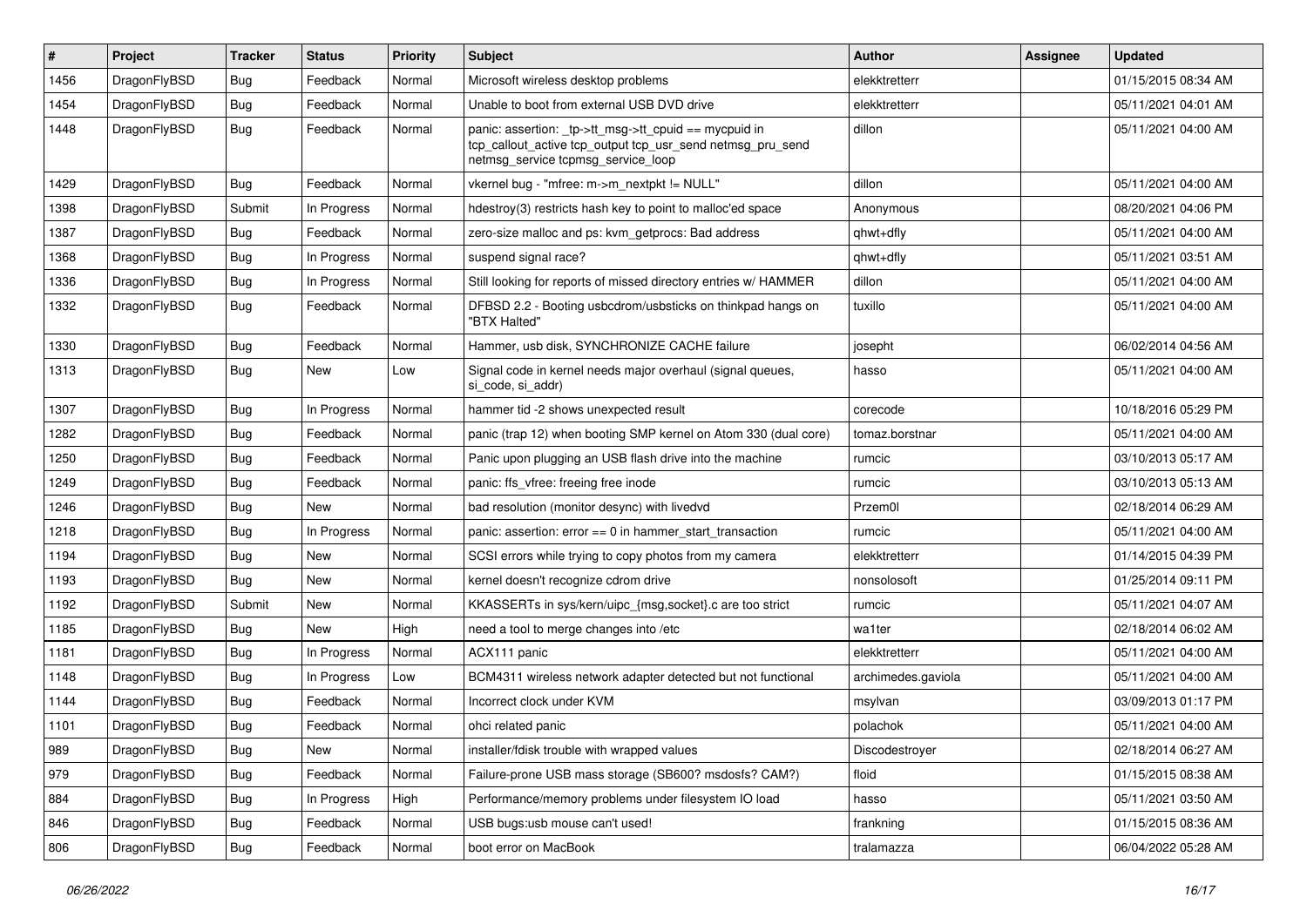| # | Project | Tracker | Status | Priority | Subject | Author | Assignee | Updated |
|---|---|---|---|---|---|---|---|---|
| 1456 | DragonFlyBSD | Bug | Feedback | Normal | Microsoft wireless desktop problems | elekktretterr | | 01/15/2015 08:34 AM |
| 1454 | DragonFlyBSD | Bug | Feedback | Normal | Unable to boot from external USB DVD drive | elekktretterr | | 05/11/2021 04:01 AM |
| 1448 | DragonFlyBSD | Bug | Feedback | Normal | panic: assertion: _tp->tt_msg->tt_cpuid == mycpuid in tcp_callout_active tcp_output tcp_usr_send netmsg_pru_send netmsg_service tcpmsg_service_loop | dillon | | 05/11/2021 04:00 AM |
| 1429 | DragonFlyBSD | Bug | Feedback | Normal | vkernel bug - "mfree: m->m_nextpkt != NULL" | dillon | | 05/11/2021 04:00 AM |
| 1398 | DragonFlyBSD | Submit | In Progress | Normal | hdestroy(3) restricts hash key to point to malloc'ed space | Anonymous | | 08/20/2021 04:06 PM |
| 1387 | DragonFlyBSD | Bug | Feedback | Normal | zero-size malloc and ps: kvm_getprocs: Bad address | qhwt+dfly | | 05/11/2021 04:00 AM |
| 1368 | DragonFlyBSD | Bug | In Progress | Normal | suspend signal race? | qhwt+dfly | | 05/11/2021 03:51 AM |
| 1336 | DragonFlyBSD | Bug | In Progress | Normal | Still looking for reports of missed directory entries w/ HAMMER | dillon | | 05/11/2021 04:00 AM |
| 1332 | DragonFlyBSD | Bug | Feedback | Normal | DFBSD 2.2 - Booting usbcdrom/usbsticks on thinkpad hangs on "BTX Halted" | tuxillo | | 05/11/2021 04:00 AM |
| 1330 | DragonFlyBSD | Bug | Feedback | Normal | Hammer, usb disk, SYNCHRONIZE CACHE failure | josepht | | 06/02/2014 04:56 AM |
| 1313 | DragonFlyBSD | Bug | New | Low | Signal code in kernel needs major overhaul (signal queues, si_code, si_addr) | hasso | | 05/11/2021 04:00 AM |
| 1307 | DragonFlyBSD | Bug | In Progress | Normal | hammer tid -2 shows unexpected result | corecode | | 10/18/2016 05:29 PM |
| 1282 | DragonFlyBSD | Bug | Feedback | Normal | panic (trap 12) when booting SMP kernel on Atom 330 (dual core) | tomaz.borstnar | | 05/11/2021 04:00 AM |
| 1250 | DragonFlyBSD | Bug | Feedback | Normal | Panic upon plugging an USB flash drive into the machine | rumcic | | 03/10/2013 05:17 AM |
| 1249 | DragonFlyBSD | Bug | Feedback | Normal | panic: ffs_vfree: freeing free inode | rumcic | | 03/10/2013 05:13 AM |
| 1246 | DragonFlyBSD | Bug | New | Normal | bad resolution (monitor desync) with livedvd | Przem0l | | 02/18/2014 06:29 AM |
| 1218 | DragonFlyBSD | Bug | In Progress | Normal | panic: assertion: error == 0 in hammer_start_transaction | rumcic | | 05/11/2021 04:00 AM |
| 1194 | DragonFlyBSD | Bug | New | Normal | SCSI errors while trying to copy photos from my camera | elekktretterr | | 01/14/2015 04:39 PM |
| 1193 | DragonFlyBSD | Bug | New | Normal | kernel doesn't recognize cdrom drive | nonsolosoft | | 01/25/2014 09:11 PM |
| 1192 | DragonFlyBSD | Submit | New | Normal | KKASSERTs in sys/kern/uipc_{msg,socket}.c are too strict | rumcic | | 05/11/2021 04:07 AM |
| 1185 | DragonFlyBSD | Bug | New | High | need a tool to merge changes into /etc | wa1ter | | 02/18/2014 06:02 AM |
| 1181 | DragonFlyBSD | Bug | In Progress | Normal | ACX111 panic | elekktretterr | | 05/11/2021 04:00 AM |
| 1148 | DragonFlyBSD | Bug | In Progress | Low | BCM4311 wireless network adapter detected but not functional | archimedes.gaviola | | 05/11/2021 04:00 AM |
| 1144 | DragonFlyBSD | Bug | Feedback | Normal | Incorrect clock under KVM | msylvan | | 03/09/2013 01:17 PM |
| 1101 | DragonFlyBSD | Bug | Feedback | Normal | ohci related panic | polachok | | 05/11/2021 04:00 AM |
| 989 | DragonFlyBSD | Bug | New | Normal | installer/fdisk trouble with wrapped values | Discodestroyer | | 02/18/2014 06:27 AM |
| 979 | DragonFlyBSD | Bug | Feedback | Normal | Failure-prone USB mass storage (SB600? msdosfs? CAM?) | floid | | 01/15/2015 08:38 AM |
| 884 | DragonFlyBSD | Bug | In Progress | High | Performance/memory problems under filesystem IO load | hasso | | 05/11/2021 03:50 AM |
| 846 | DragonFlyBSD | Bug | Feedback | Normal | USB bugs:usb mouse can't used! | frankning | | 01/15/2015 08:36 AM |
| 806 | DragonFlyBSD | Bug | Feedback | Normal | boot error on MacBook | tralamazza | | 06/04/2022 05:28 AM |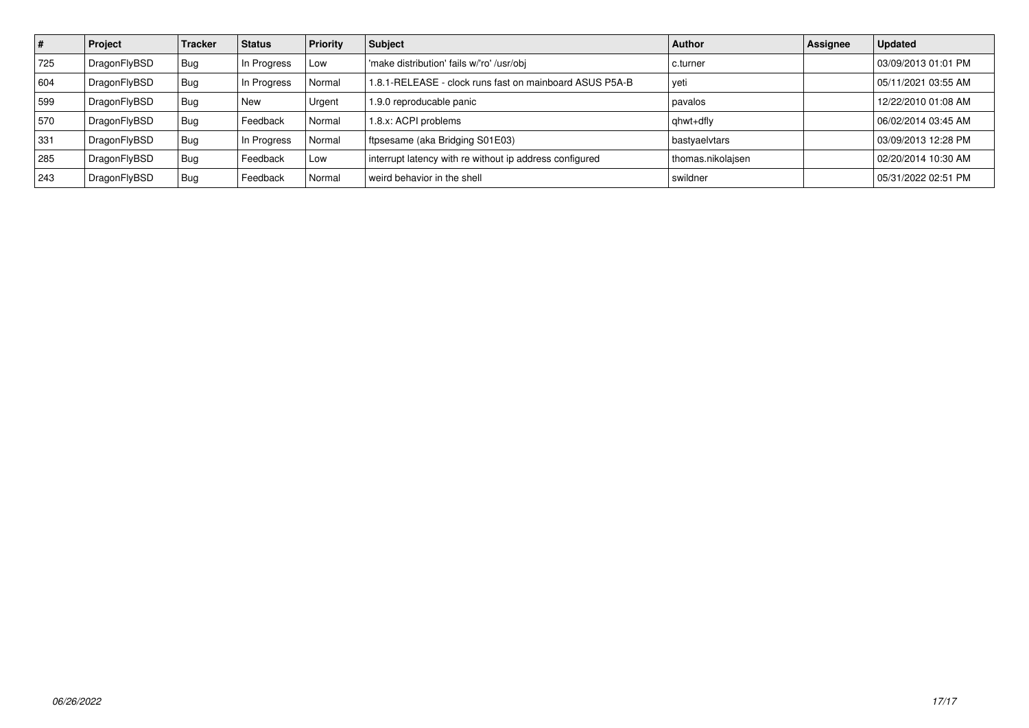| # | Project | Tracker | Status | Priority | Subject | Author | Assignee | Updated |
|---|---|---|---|---|---|---|---|---|
| 725 | DragonFlyBSD | Bug | In Progress | Low | 'make distribution' fails w/'ro' /usr/obj | c.turner | | 03/09/2013 01:01 PM |
| 604 | DragonFlyBSD | Bug | In Progress | Normal | 1.8.1-RELEASE - clock runs fast on mainboard ASUS P5A-B | yeti | | 05/11/2021 03:55 AM |
| 599 | DragonFlyBSD | Bug | New | Urgent | 1.9.0 reproducable panic | pavalos | | 12/22/2010 01:08 AM |
| 570 | DragonFlyBSD | Bug | Feedback | Normal | 1.8.x: ACPI problems | qhwt+dfly | | 06/02/2014 03:45 AM |
| 331 | DragonFlyBSD | Bug | In Progress | Normal | ftpsesame (aka Bridging S01E03) | bastyaelvtars | | 03/09/2013 12:28 PM |
| 285 | DragonFlyBSD | Bug | Feedback | Low | interrupt latency with re without ip address configured | thomas.nikolajsen | | 02/20/2014 10:30 AM |
| 243 | DragonFlyBSD | Bug | Feedback | Normal | weird behavior in the shell | swildner | | 05/31/2022 02:51 PM |